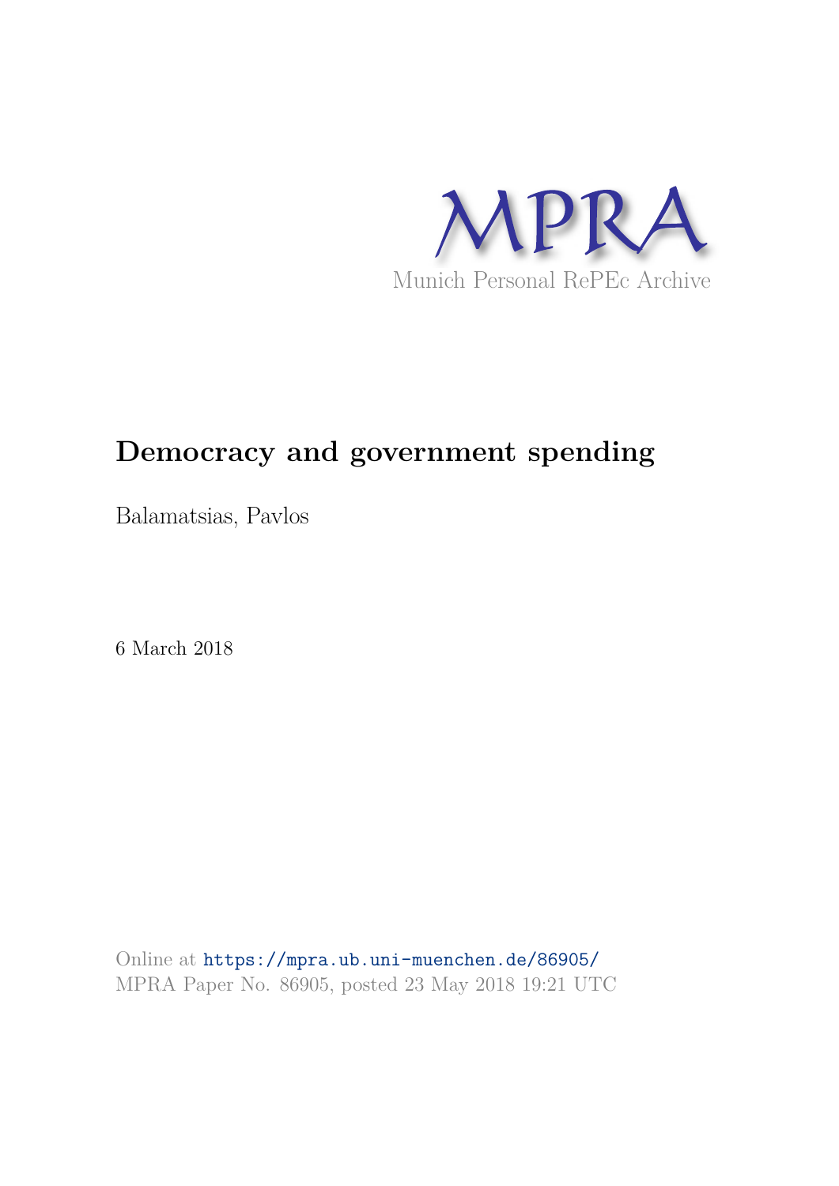MPRA

Munich Personal RePEc Archive

# Democracy and government spending

Balamatsias, Pavlos

6 March 2018

Online at https://mpra.ub.uni-muenchen.de/86905/
MPRA Paper No. 86905, posted 23 May 2018 19:21 UTC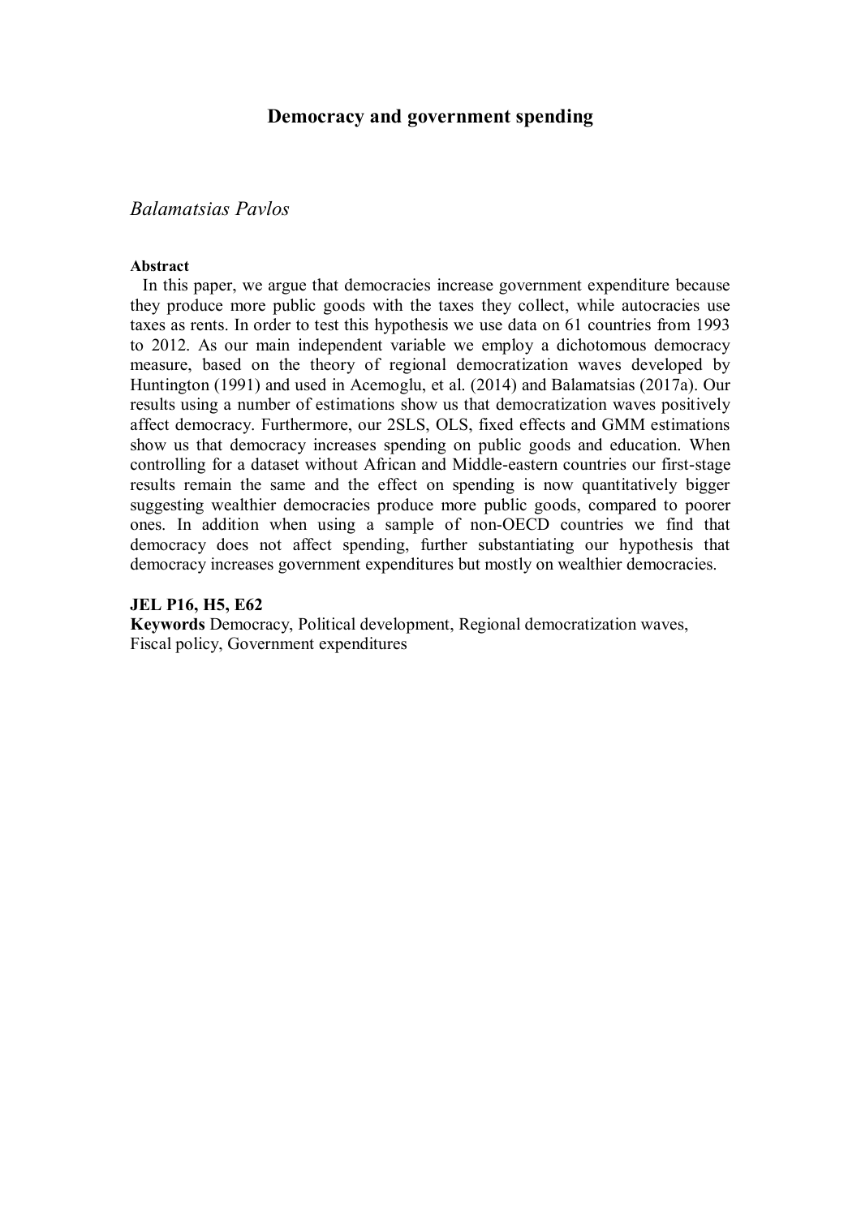# Democracy and government spending

*Balamatsias Pavlos*

**Abstract**

In this paper, we argue that democracies increase government expenditure because they produce more public goods with the taxes they collect, while autocracies use taxes as rents. In order to test this hypothesis we use data on 61 countries from 1993 to 2012. As our main independent variable we employ a dichotomous democracy measure, based on the theory of regional democratization waves developed by Huntington (1991) and used in Acemoglu, et al. (2014) and Balamatsias (2017a). Our results using a number of estimations show us that democratization waves positively affect democracy. Furthermore, our 2SLS, OLS, fixed effects and GMM estimations show us that democracy increases spending on public goods and education. When controlling for a dataset without African and Middle-eastern countries our first-stage results remain the same and the effect on spending is now quantitatively bigger suggesting wealthier democracies produce more public goods, compared to poorer ones. In addition when using a sample of non-OECD countries we find that democracy does not affect spending, further substantiating our hypothesis that democracy increases government expenditures but mostly on wealthier democracies.

**JEL P16, H5, E62**

**Keywords** Democracy, Political development, Regional democratization waves, Fiscal policy, Government expenditures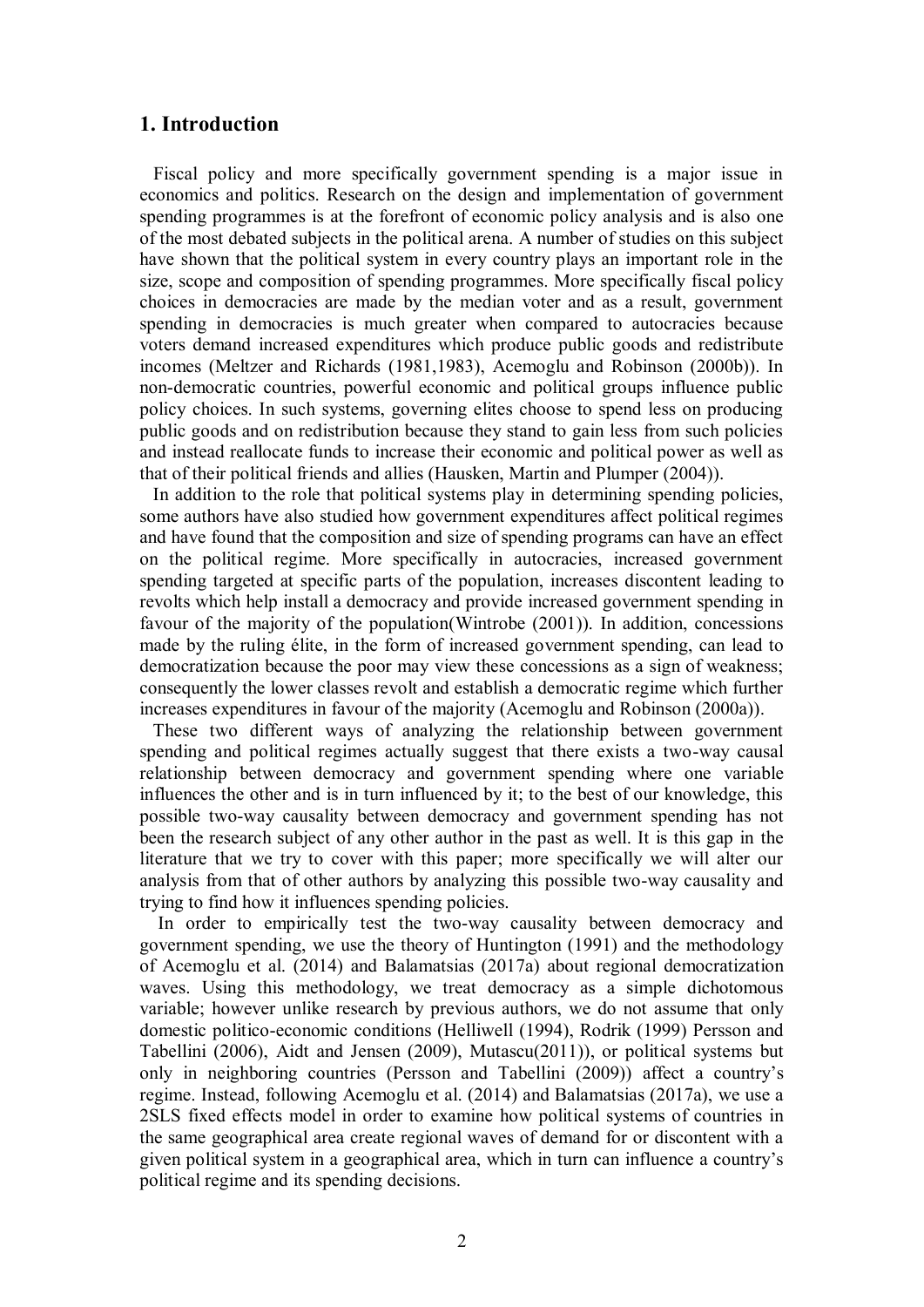## 1. Introduction

Fiscal policy and more specifically government spending is a major issue in economics and politics. Research on the design and implementation of government spending programmes is at the forefront of economic policy analysis and is also one of the most debated subjects in the political arena. A number of studies on this subject have shown that the political system in every country plays an important role in the size, scope and composition of spending programmes. More specifically fiscal policy choices in democracies are made by the median voter and as a result, government spending in democracies is much greater when compared to autocracies because voters demand increased expenditures which produce public goods and redistribute incomes (Meltzer and Richards (1981,1983), Acemoglu and Robinson (2000b)). In non-democratic countries, powerful economic and political groups influence public policy choices. In such systems, governing elites choose to spend less on producing public goods and on redistribution because they stand to gain less from such policies and instead reallocate funds to increase their economic and political power as well as that of their political friends and allies (Hausken, Martin and Plumper (2004)).

In addition to the role that political systems play in determining spending policies, some authors have also studied how government expenditures affect political regimes and have found that the composition and size of spending programs can have an effect on the political regime. More specifically in autocracies, increased government spending targeted at specific parts of the population, increases discontent leading to revolts which help install a democracy and provide increased government spending in favour of the majority of the population(Wintrobe (2001)). In addition, concessions made by the ruling élite, in the form of increased government spending, can lead to democratization because the poor may view these concessions as a sign of weakness; consequently the lower classes revolt and establish a democratic regime which further increases expenditures in favour of the majority (Acemoglu and Robinson (2000a)).

These two different ways of analyzing the relationship between government spending and political regimes actually suggest that there exists a two-way causal relationship between democracy and government spending where one variable influences the other and is in turn influenced by it; to the best of our knowledge, this possible two-way causality between democracy and government spending has not been the research subject of any other author in the past as well. It is this gap in the literature that we try to cover with this paper; more specifically we will alter our analysis from that of other authors by analyzing this possible two-way causality and trying to find how it influences spending policies.

In order to empirically test the two-way causality between democracy and government spending, we use the theory of Huntington (1991) and the methodology of Acemoglu et al. (2014) and Balamatsias (2017a) about regional democratization waves. Using this methodology, we treat democracy as a simple dichotomous variable; however unlike research by previous authors, we do not assume that only domestic politico-economic conditions (Helliwell (1994), Rodrik (1999) Persson and Tabellini (2006), Aidt and Jensen (2009), Mutascu(2011)), or political systems but only in neighboring countries (Persson and Tabellini (2009)) affect a country's regime. Instead, following Acemoglu et al. (2014) and Balamatsias (2017a), we use a 2SLS fixed effects model in order to examine how political systems of countries in the same geographical area create regional waves of demand for or discontent with a given political system in a geographical area, which in turn can influence a country's political regime and its spending decisions.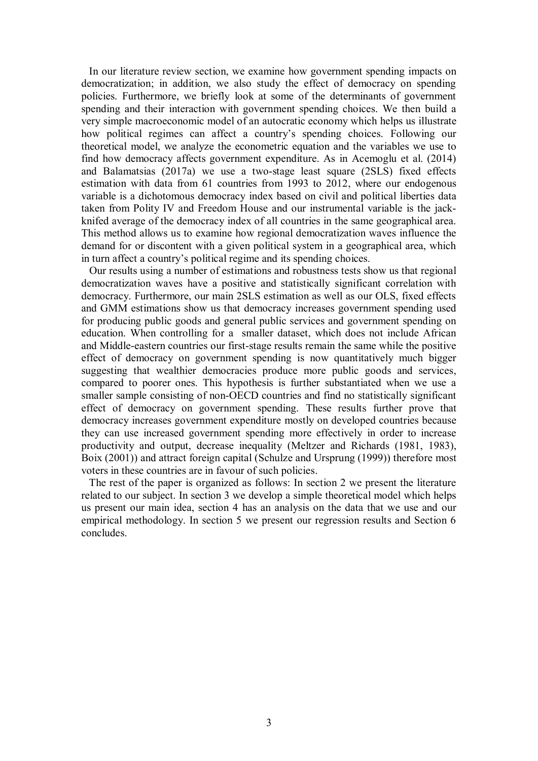In our literature review section, we examine how government spending impacts on democratization; in addition, we also study the effect of democracy on spending policies. Furthermore, we briefly look at some of the determinants of government spending and their interaction with government spending choices. We then build a very simple macroeconomic model of an autocratic economy which helps us illustrate how political regimes can affect a country's spending choices. Following our theoretical model, we analyze the econometric equation and the variables we use to find how democracy affects government expenditure. As in Acemoglu et al. (2014) and Balamatsias (2017a) we use a two-stage least square (2SLS) fixed effects estimation with data from 61 countries from 1993 to 2012, where our endogenous variable is a dichotomous democracy index based on civil and political liberties data taken from Polity IV and Freedom House and our instrumental variable is the jack-knifed average of the democracy index of all countries in the same geographical area. This method allows us to examine how regional democratization waves influence the demand for or discontent with a given political system in a geographical area, which in turn affect a country's political regime and its spending choices.

Our results using a number of estimations and robustness tests show us that regional democratization waves have a positive and statistically significant correlation with democracy. Furthermore, our main 2SLS estimation as well as our OLS, fixed effects and GMM estimations show us that democracy increases government spending used for producing public goods and general public services and government spending on education. When controlling for a smaller dataset, which does not include African and Middle-eastern countries our first-stage results remain the same while the positive effect of democracy on government spending is now quantitatively much bigger suggesting that wealthier democracies produce more public goods and services, compared to poorer ones. This hypothesis is further substantiated when we use a smaller sample consisting of non-OECD countries and find no statistically significant effect of democracy on government spending. These results further prove that democracy increases government expenditure mostly on developed countries because they can use increased government spending more effectively in order to increase productivity and output, decrease inequality (Meltzer and Richards (1981, 1983), Boix (2001)) and attract foreign capital (Schulze and Ursprung (1999)) therefore most voters in these countries are in favour of such policies.

The rest of the paper is organized as follows: In section 2 we present the literature related to our subject. In section 3 we develop a simple theoretical model which helps us present our main idea, section 4 has an analysis on the data that we use and our empirical methodology. In section 5 we present our regression results and Section 6 concludes.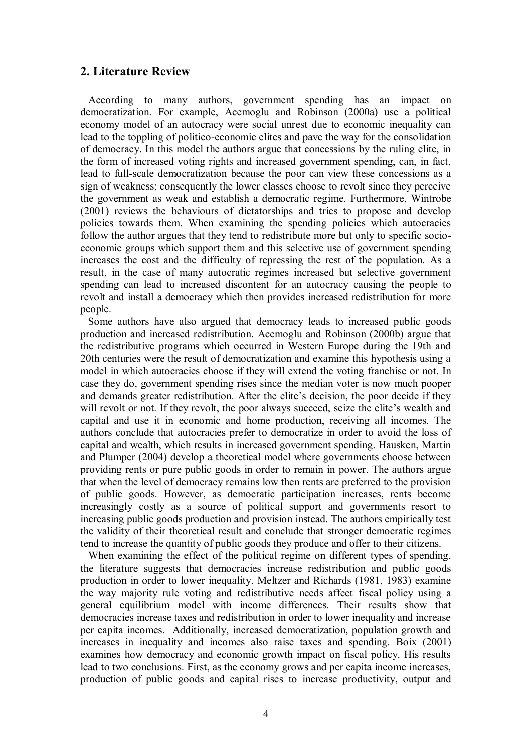## 2. Literature Review

According to many authors, government spending has an impact on democratization. For example, Acemoglu and Robinson (2000a) use a political economy model of an autocracy were social unrest due to economic inequality can lead to the toppling of politico-economic elites and pave the way for the consolidation of democracy. In this model the authors argue that concessions by the ruling elite, in the form of increased voting rights and increased government spending, can, in fact, lead to full-scale democratization because the poor can view these concessions as a sign of weakness; consequently the lower classes choose to revolt since they perceive the government as weak and establish a democratic regime. Furthermore, Wintrobe (2001) reviews the behaviours of dictatorships and tries to propose and develop policies towards them. When examining the spending policies which autocracies follow the author argues that they tend to redistribute more but only to specific socio-economic groups which support them and this selective use of government spending increases the cost and the difficulty of repressing the rest of the population. As a result, in the case of many autocratic regimes increased but selective government spending can lead to increased discontent for an autocracy causing the people to revolt and install a democracy which then provides increased redistribution for more people.

Some authors have also argued that democracy leads to increased public goods production and increased redistribution. Acemoglu and Robinson (2000b) argue that the redistributive programs which occurred in Western Europe during the 19th and 20th centuries were the result of democratization and examine this hypothesis using a model in which autocracies choose if they will extend the voting franchise or not. In case they do, government spending rises since the median voter is now much pooper and demands greater redistribution. After the elite's decision, the poor decide if they will revolt or not. If they revolt, the poor always succeed, seize the elite's wealth and capital and use it in economic and home production, receiving all incomes. The authors conclude that autocracies prefer to democratize in order to avoid the loss of capital and wealth, which results in increased government spending. Hausken, Martin and Plumper (2004) develop a theoretical model where governments choose between providing rents or pure public goods in order to remain in power. The authors argue that when the level of democracy remains low then rents are preferred to the provision of public goods. However, as democratic participation increases, rents become increasingly costly as a source of political support and governments resort to increasing public goods production and provision instead. The authors empirically test the validity of their theoretical result and conclude that stronger democratic regimes tend to increase the quantity of public goods they produce and offer to their citizens.

When examining the effect of the political regime on different types of spending, the literature suggests that democracies increase redistribution and public goods production in order to lower inequality. Meltzer and Richards (1981, 1983) examine the way majority rule voting and redistributive needs affect fiscal policy using a general equilibrium model with income differences. Their results show that democracies increase taxes and redistribution in order to lower inequality and increase per capita incomes. Additionally, increased democratization, population growth and increases in inequality and incomes also raise taxes and spending. Boix (2001) examines how democracy and economic growth impact on fiscal policy. His results lead to two conclusions. First, as the economy grows and per capita income increases, production of public goods and capital rises to increase productivity, output and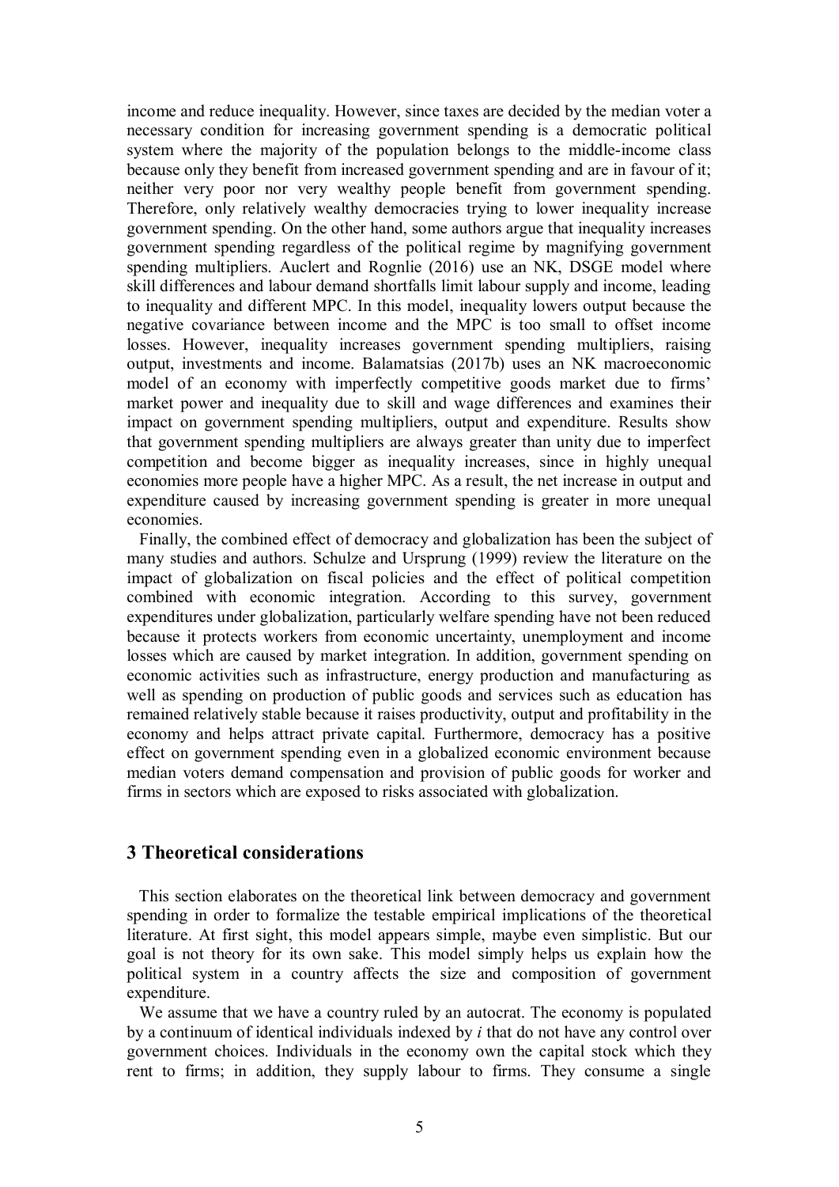income and reduce inequality. However, since taxes are decided by the median voter a necessary condition for increasing government spending is a democratic political system where the majority of the population belongs to the middle-income class because only they benefit from increased government spending and are in favour of it; neither very poor nor very wealthy people benefit from government spending. Therefore, only relatively wealthy democracies trying to lower inequality increase government spending. On the other hand, some authors argue that inequality increases government spending regardless of the political regime by magnifying government spending multipliers. Auclert and Rognlie (2016) use an NK, DSGE model where skill differences and labour demand shortfalls limit labour supply and income, leading to inequality and different MPC. In this model, inequality lowers output because the negative covariance between income and the MPC is too small to offset income losses. However, inequality increases government spending multipliers, raising output, investments and income. Balamatsias (2017b) uses an NK macroeconomic model of an economy with imperfectly competitive goods market due to firms' market power and inequality due to skill and wage differences and examines their impact on government spending multipliers, output and expenditure. Results show that government spending multipliers are always greater than unity due to imperfect competition and become bigger as inequality increases, since in highly unequal economies more people have a higher MPC. As a result, the net increase in output and expenditure caused by increasing government spending is greater in more unequal economies.

Finally, the combined effect of democracy and globalization has been the subject of many studies and authors. Schulze and Ursprung (1999) review the literature on the impact of globalization on fiscal policies and the effect of political competition combined with economic integration. According to this survey, government expenditures under globalization, particularly welfare spending have not been reduced because it protects workers from economic uncertainty, unemployment and income losses which are caused by market integration. In addition, government spending on economic activities such as infrastructure, energy production and manufacturing as well as spending on production of public goods and services such as education has remained relatively stable because it raises productivity, output and profitability in the economy and helps attract private capital. Furthermore, democracy has a positive effect on government spending even in a globalized economic environment because median voters demand compensation and provision of public goods for worker and firms in sectors which are exposed to risks associated with globalization.

## 3 Theoretical considerations

This section elaborates on the theoretical link between democracy and government spending in order to formalize the testable empirical implications of the theoretical literature. At first sight, this model appears simple, maybe even simplistic. But our goal is not theory for its own sake. This model simply helps us explain how the political system in a country affects the size and composition of government expenditure.

We assume that we have a country ruled by an autocrat. The economy is populated by a continuum of identical individuals indexed by $i$ that do not have any control over government choices. Individuals in the economy own the capital stock which they rent to firms; in addition, they supply labour to firms. They consume a single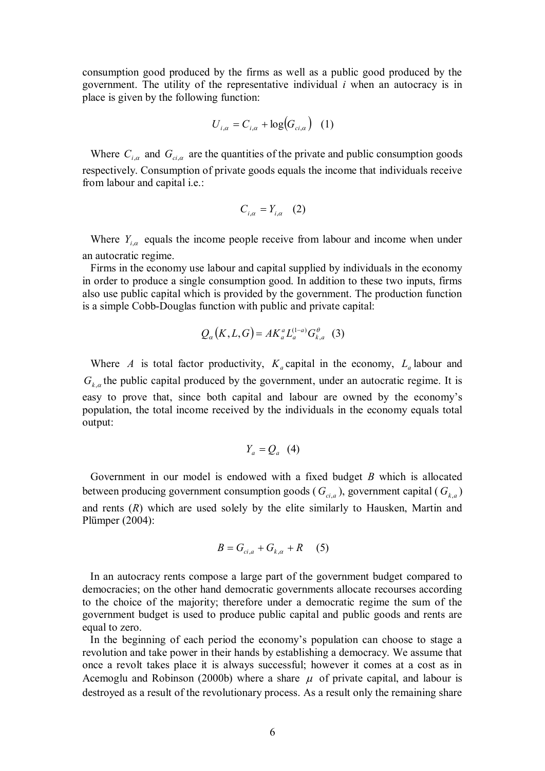consumption good produced by the firms as well as a public good produced by the government. The utility of the representative individual *i* when an autocracy is in place is given by the following function:

$$U_{i,\alpha} = C_{i,\alpha} + \log\left(G_{ci,\alpha}\right) \quad (1)$$

Where $C_{i,\alpha}$ and $G_{ci,\alpha}$ are the quantities of the private and public consumption goods respectively. Consumption of private goods equals the income that individuals receive from labour and capital i.e.:

$$C_{i,\alpha} = Y_{i,\alpha} \quad (2)$$

Where $Y_{i,\alpha}$ equals the income people receive from labour and income when under an autocratic regime.

Firms in the economy use labour and capital supplied by individuals in the economy in order to produce a single consumption good. In addition to these two inputs, firms also use public capital which is provided by the government. The production function is a simple Cobb-Douglas function with public and private capital:

$$Q_{\alpha}\left(K, L, G\right) = AK_{a}^{a} L_{a}^{(1-a)} G_{k,a}^{\theta} \quad (3)$$

Where $A$ is total factor productivity, $K_a$ capital in the economy, $L_a$ labour and $G_{k,\alpha}$ the public capital produced by the government, under an autocratic regime. It is easy to prove that, since both capital and labour are owned by the economy's population, the total income received by the individuals in the economy equals total output:

$$Y_a = Q_a \quad (4)$$

Government in our model is endowed with a fixed budget *B* which is allocated between producing government consumption goods ($G_{ci,a}$), government capital ($G_{k,a}$) and rents (*R*) which are used solely by the elite similarly to Hausken, Martin and Plümper (2004):

$$B = G_{ci,a} + G_{k,\alpha} + R \quad (5)$$

In an autocracy rents compose a large part of the government budget compared to democracies; on the other hand democratic governments allocate recourses according to the choice of the majority; therefore under a democratic regime the sum of the government budget is used to produce public capital and public goods and rents are equal to zero.

In the beginning of each period the economy's population can choose to stage a revolution and take power in their hands by establishing a democracy. We assume that once a revolt takes place it is always successful; however it comes at a cost as in Acemoglu and Robinson (2000b) where a share $\mu$ of private capital, and labour is destroyed as a result of the revolutionary process. As a result only the remaining share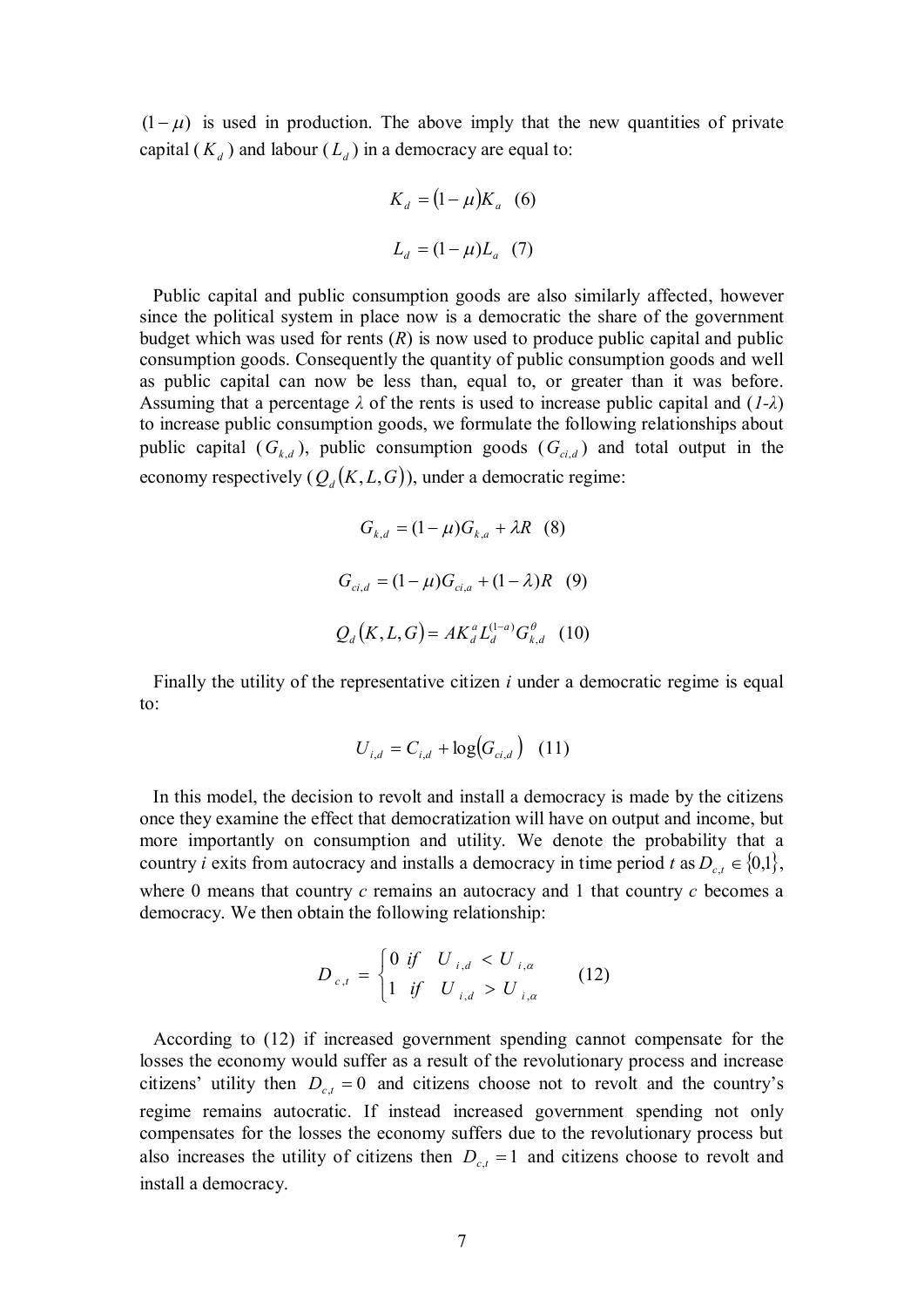$(1-\mu)$ is used in production. The above imply that the new quantities of private capital ($K_d$) and labour ($L_d$) in a democracy are equal to:

$$K_d = (1-\mu)K_a \quad (6)$$

$$L_d = (1-\mu)L_a \quad (7)$$

Public capital and public consumption goods are also similarly affected, however since the political system in place now is a democratic the share of the government budget which was used for rents ($R$) is now used to produce public capital and public consumption goods. Consequently the quantity of public consumption goods and well as public capital can now be less than, equal to, or greater than it was before. Assuming that a percentage $\lambda$ of the rents is used to increase public capital and ($1$-$\lambda$) to increase public consumption goods, we formulate the following relationships about public capital ($G_{k,d}$), public consumption goods ($G_{ci,d}$) and total output in the economy respectively ($Q_d(K,L,G)$), under a democratic regime:

$$G_{k,d} = (1-\mu)G_{k,a} + \lambda R \quad (8)$$

$$G_{ci,d} = (1-\mu)G_{ci,a} + (1-\lambda)R \quad (9)$$

$$Q_d(K,L,G) = AK_d^{a}L_d^{(1-a)}G_{k,d}^{\theta} \quad (10)$$

Finally the utility of the representative citizen $i$ under a democratic regime is equal to:

$$U_{i,d} = C_{i,d} + \log(G_{ci,d}) \quad (11)$$

In this model, the decision to revolt and install a democracy is made by the citizens once they examine the effect that democratization will have on output and income, but more importantly on consumption and utility. We denote the probability that a country $i$ exits from autocracy and installs a democracy in time period $t$ as $D_{c,t} \in \{0,1\}$, where 0 means that country $c$ remains an autocracy and 1 that country $c$ becomes a democracy. We then obtain the following relationship:

$$D_{c,t} = \begin{cases} 0 & if \quad U_{i,d} < U_{i,\alpha} \\ 1 & if \quad U_{i,d} > U_{i,\alpha} \end{cases} \quad (12)$$

According to (12) if increased government spending cannot compensate for the losses the economy would suffer as a result of the revolutionary process and increase citizens' utility then $D_{c,t} = 0$ and citizens choose not to revolt and the country's regime remains autocratic. If instead increased government spending not only compensates for the losses the economy suffers due to the revolutionary process but also increases the utility of citizens then $D_{c,t} = 1$ and citizens choose to revolt and install a democracy.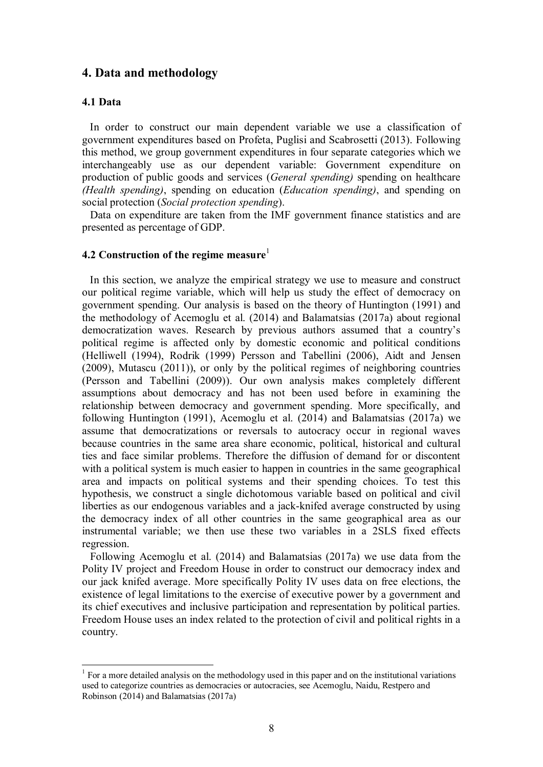## 4. Data and methodology

### 4.1 Data

In order to construct our main dependent variable we use a classification of government expenditures based on Profeta, Puglisi and Scabrosetti (2013). Following this method, we group government expenditures in four separate categories which we interchangeably use as our dependent variable: Government expenditure on production of public goods and services (*General spending)* spending on healthcare *(Health spending)*, spending on education (*Education spending)*, and spending on social protection (*Social protection spending*).

Data on expenditure are taken from the IMF government finance statistics and are presented as percentage of GDP.

### 4.2 Construction of the regime measure[1]

In this section, we analyze the empirical strategy we use to measure and construct our political regime variable, which will help us study the effect of democracy on government spending. Our analysis is based on the theory of Huntington (1991) and the methodology of Acemoglu et al. (2014) and Balamatsias (2017a) about regional democratization waves. Research by previous authors assumed that a country's political regime is affected only by domestic economic and political conditions (Helliwell (1994), Rodrik (1999) Persson and Tabellini (2006), Aidt and Jensen (2009), Mutascu (2011)), or only by the political regimes of neighboring countries (Persson and Tabellini (2009)). Our own analysis makes completely different assumptions about democracy and has not been used before in examining the relationship between democracy and government spending. More specifically, and following Huntington (1991), Acemoglu et al. (2014) and Balamatsias (2017a) we assume that democratizations or reversals to autocracy occur in regional waves because countries in the same area share economic, political, historical and cultural ties and face similar problems. Therefore the diffusion of demand for or discontent with a political system is much easier to happen in countries in the same geographical area and impacts on political systems and their spending choices. To test this hypothesis, we construct a single dichotomous variable based on political and civil liberties as our endogenous variables and a jack-knifed average constructed by using the democracy index of all other countries in the same geographical area as our instrumental variable; we then use these two variables in a 2SLS fixed effects regression.

Following Acemoglu et al. (2014) and Balamatsias (2017a) we use data from the Polity IV project and Freedom House in order to construct our democracy index and our jack knifed average. More specifically Polity IV uses data on free elections, the existence of legal limitations to the exercise of executive power by a government and its chief executives and inclusive participation and representation by political parties. Freedom House uses an index related to the protection of civil and political rights in a country.

[1] For a more detailed analysis on the methodology used in this paper and on the institutional variations used to categorize countries as democracies or autocracies, see Acemoglu, Naidu, Restpero and Robinson (2014) and Balamatsias (2017a)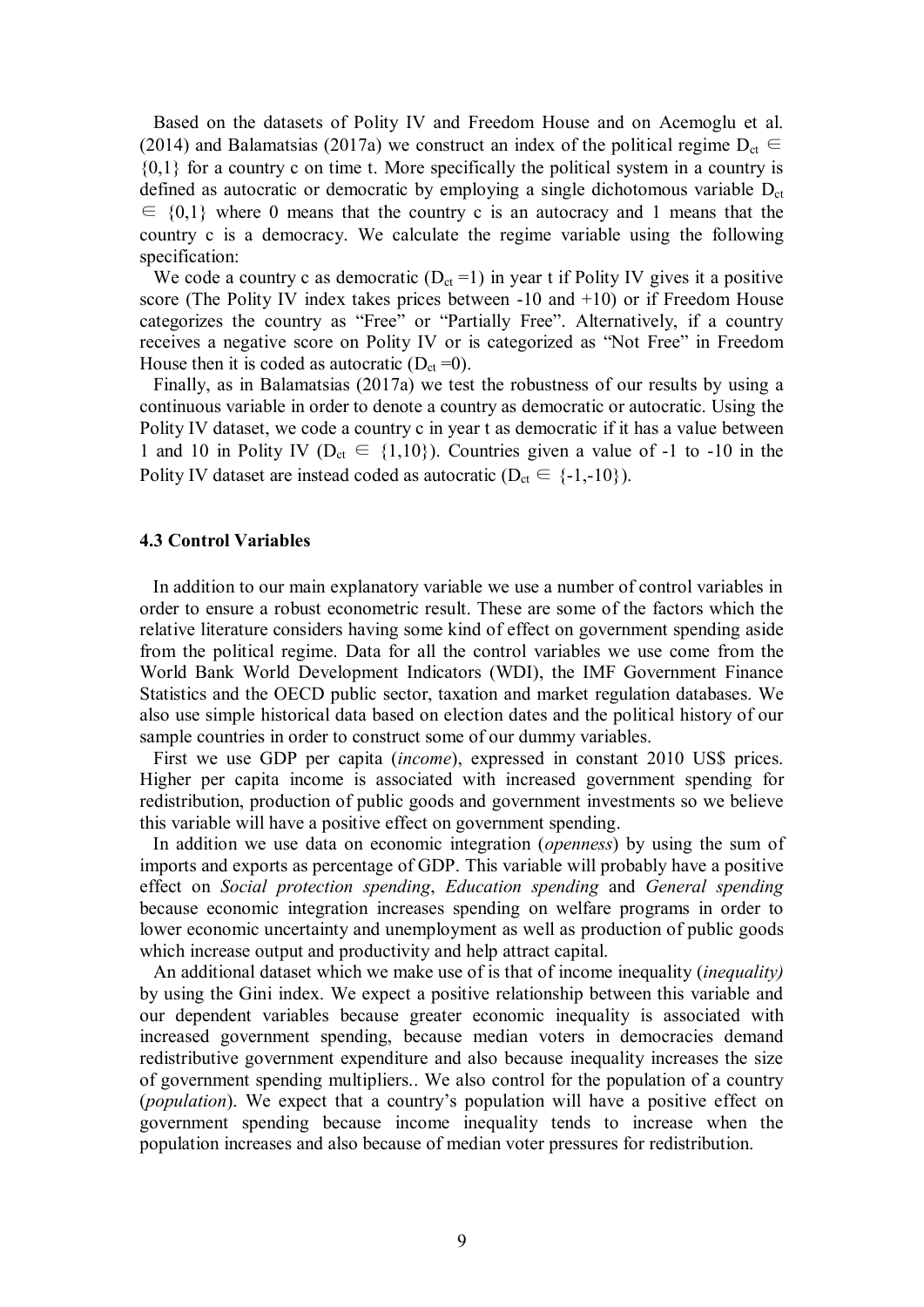Based on the datasets of Polity IV and Freedom House and on Acemoglu et al. (2014) and Balamatsias (2017a) we construct an index of the political regime $D_{ct} \in \{0,1\}$ for a country c on time t. More specifically the political system in a country is defined as autocratic or democratic by employing a single dichotomous variable $D_{ct} \in \{0,1\}$ where 0 means that the country c is an autocracy and 1 means that the country c is a democracy. We calculate the regime variable using the following specification:

We code a country c as democratic ($D_{ct} = 1$) in year t if Polity IV gives it a positive score (The Polity IV index takes prices between -10 and +10) or if Freedom House categorizes the country as "Free" or "Partially Free". Alternatively, if a country receives a negative score on Polity IV or is categorized as "Not Free" in Freedom House then it is coded as autocratic ($D_{ct} = 0$).

Finally, as in Balamatsias (2017a) we test the robustness of our results by using a continuous variable in order to denote a country as democratic or autocratic. Using the Polity IV dataset, we code a country c in year t as democratic if it has a value between 1 and 10 in Polity IV ($D_{ct} \in \{1,10\}$). Countries given a value of -1 to -10 in the Polity IV dataset are instead coded as autocratic ($D_{ct} \in \{-1,-10\}$).

### 4.3 Control Variables

In addition to our main explanatory variable we use a number of control variables in order to ensure a robust econometric result. These are some of the factors which the relative literature considers having some kind of effect on government spending aside from the political regime. Data for all the control variables we use come from the World Bank World Development Indicators (WDI), the IMF Government Finance Statistics and the OECD public sector, taxation and market regulation databases. We also use simple historical data based on election dates and the political history of our sample countries in order to construct some of our dummy variables.

First we use GDP per capita (*income*), expressed in constant 2010 US$ prices. Higher per capita income is associated with increased government spending for redistribution, production of public goods and government investments so we believe this variable will have a positive effect on government spending.

In addition we use data on economic integration (*openness*) by using the sum of imports and exports as percentage of GDP. This variable will probably have a positive effect on *Social protection spending*, *Education spending* and *General spending* because economic integration increases spending on welfare programs in order to lower economic uncertainty and unemployment as well as production of public goods which increase output and productivity and help attract capital.

An additional dataset which we make use of is that of income inequality (*inequality)* by using the Gini index. We expect a positive relationship between this variable and our dependent variables because greater economic inequality is associated with increased government spending, because median voters in democracies demand redistributive government expenditure and also because inequality increases the size of government spending multipliers.. We also control for the population of a country (*population*). We expect that a country's population will have a positive effect on government spending because income inequality tends to increase when the population increases and also because of median voter pressures for redistribution.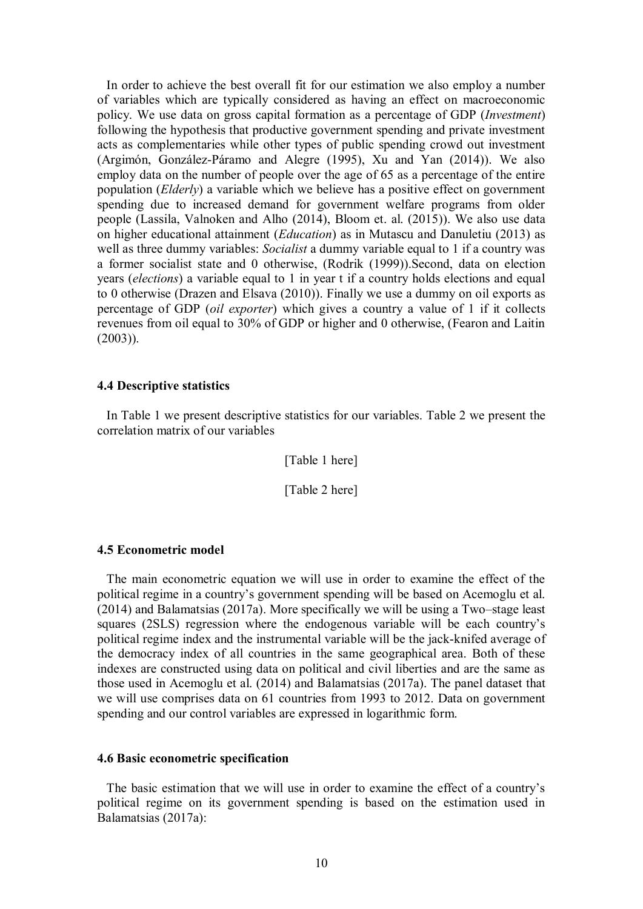In order to achieve the best overall fit for our estimation we also employ a number of variables which are typically considered as having an effect on macroeconomic policy. We use data on gross capital formation as a percentage of GDP (*Investment*) following the hypothesis that productive government spending and private investment acts as complementaries while other types of public spending crowd out investment (Argimón, González-Páramo and Alegre (1995), Xu and Yan (2014)). We also employ data on the number of people over the age of 65 as a percentage of the entire population (*Elderly*) a variable which we believe has a positive effect on government spending due to increased demand for government welfare programs from older people (Lassila, Valnoken and Alho (2014), Bloom et. al. (2015)). We also use data on higher educational attainment (*Education*) as in Mutascu and Danuletiu (2013) as well as three dummy variables: *Socialist* a dummy variable equal to 1 if a country was a former socialist state and 0 otherwise, (Rodrik (1999)).Second, data on election years (*elections*) a variable equal to 1 in year t if a country holds elections and equal to 0 otherwise (Drazen and Elsava (2010)). Finally we use a dummy on oil exports as percentage of GDP (*oil exporter*) which gives a country a value of 1 if it collects revenues from oil equal to 30% of GDP or higher and 0 otherwise, (Fearon and Laitin (2003)).

### 4.4 Descriptive statistics

In Table 1 we present descriptive statistics for our variables. Table 2 we present the correlation matrix of our variables

[Table 1 here]

[Table 2 here]

### 4.5 Econometric model

The main econometric equation we will use in order to examine the effect of the political regime in a country's government spending will be based on Acemoglu et al. (2014) and Balamatsias (2017a). More specifically we will be using a Two–stage least squares (2SLS) regression where the endogenous variable will be each country's political regime index and the instrumental variable will be the jack-knifed average of the democracy index of all countries in the same geographical area. Both of these indexes are constructed using data on political and civil liberties and are the same as those used in Acemoglu et al. (2014) and Balamatsias (2017a). The panel dataset that we will use comprises data on 61 countries from 1993 to 2012. Data on government spending and our control variables are expressed in logarithmic form.

### 4.6 Basic econometric specification

The basic estimation that we will use in order to examine the effect of a country's political regime on its government spending is based on the estimation used in Balamatsias (2017a):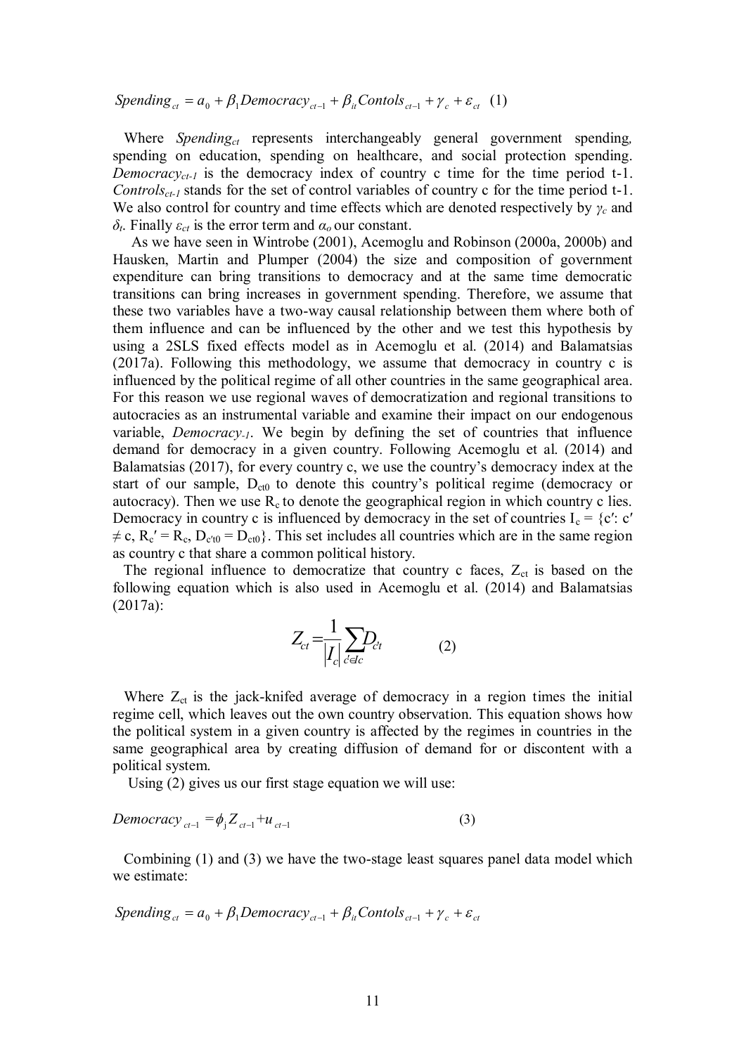$$Spending_{ct} = a_0 + \beta_1 Democracy_{ct-1} + \beta_{it} Contols_{ct-1} + \gamma_c + \varepsilon_{ct} \quad (1)$$

Where $Spending_{ct}$ represents interchangeably general government spending, spending on education, spending on healthcare, and social protection spending. $Democracy_{ct-1}$ is the democracy index of country c time for the time period t-1. $Controls_{ct-1}$ stands for the set of control variables of country c for the time period t-1. We also control for country and time effects which are denoted respectively by $\gamma_c$ and $\delta_t$. Finally $\varepsilon_{ct}$ is the error term and $\alpha_o$ our constant.

As we have seen in Wintrobe (2001), Acemoglu and Robinson (2000a, 2000b) and Hausken, Martin and Plumper (2004) the size and composition of government expenditure can bring transitions to democracy and at the same time democratic transitions can bring increases in government spending. Therefore, we assume that these two variables have a two-way causal relationship between them where both of them influence and can be influenced by the other and we test this hypothesis by using a 2SLS fixed effects model as in Acemoglu et al. (2014) and Balamatsias (2017a). Following this methodology, we assume that democracy in country c is influenced by the political regime of all other countries in the same geographical area. For this reason we use regional waves of democratization and regional transitions to autocracies as an instrumental variable and examine their impact on our endogenous variable, $Democracy_{-1}$. We begin by defining the set of countries that influence demand for democracy in a given country. Following Acemoglu et al. (2014) and Balamatsias (2017), for every country c, we use the country's democracy index at the start of our sample, $D_{ct0}$ to denote this country's political regime (democracy or autocracy). Then we use $R_c$ to denote the geographical region in which country c lies. Democracy in country c is influenced by democracy in the set of countries $I_c = \{c': c' \neq c, R_{c'} = R_c, D_{c't0} = D_{ct0}\}$. This set includes all countries which are in the same region as country c that share a common political history.

The regional influence to democratize that country c faces, $Z_{ct}$ is based on the following equation which is also used in Acemoglu et al. (2014) and Balamatsias (2017a):

$$Z_{ct} = \frac{1}{|I_c|} \sum_{c' \in Ic} D_{c't} \qquad (2)$$

Where $Z_{ct}$ is the jack-knifed average of democracy in a region times the initial regime cell, which leaves out the own country observation. This equation shows how the political system in a given country is affected by the regimes in countries in the same geographical area by creating diffusion of demand for or discontent with a political system.

Using (2) gives us our first stage equation we will use:

$$Democracy_{ct-1} = \phi_j Z_{ct-1} + u_{ct-1} \qquad (3)$$

Combining (1) and (3) we have the two-stage least squares panel data model which we estimate:

$$Spending_{ct} = a_0 + \beta_1 Democracy_{ct-1} + \beta_{it} Contols_{ct-1} + \gamma_c + \varepsilon_{ct}$$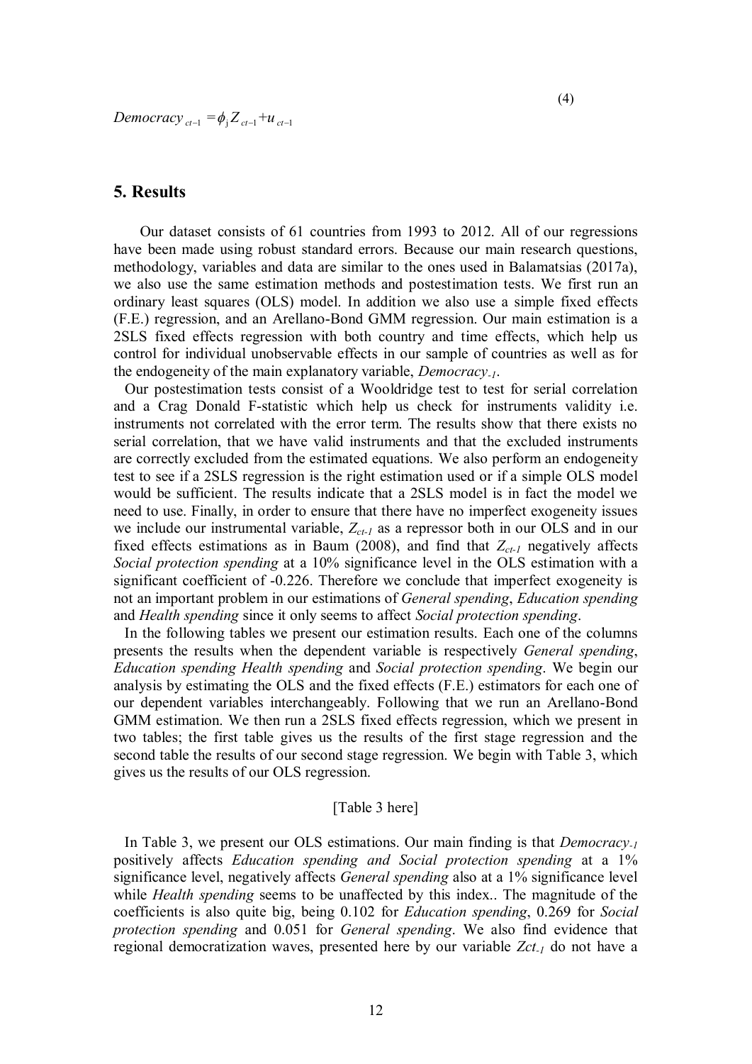$$Democracy_{ct-1} = \phi_1 Z_{ct-1} + u_{ct-1} \tag{4}$$

## 5. Results

Our dataset consists of 61 countries from 1993 to 2012. All of our regressions have been made using robust standard errors. Because our main research questions, methodology, variables and data are similar to the ones used in Balamatsias (2017a), we also use the same estimation methods and postestimation tests. We first run an ordinary least squares (OLS) model. In addition we also use a simple fixed effects (F.E.) regression, and an Arellano-Bond GMM regression. Our main estimation is a 2SLS fixed effects regression with both country and time effects, which help us control for individual unobservable effects in our sample of countries as well as for the endogeneity of the main explanatory variable, *Democracy*$_{-1}$.

Our postestimation tests consist of a Wooldridge test to test for serial correlation and a Crag Donald F-statistic which help us check for instruments validity i.e. instruments not correlated with the error term. The results show that there exists no serial correlation, that we have valid instruments and that the excluded instruments are correctly excluded from the estimated equations. We also perform an endogeneity test to see if a 2SLS regression is the right estimation used or if a simple OLS model would be sufficient. The results indicate that a 2SLS model is in fact the model we need to use. Finally, in order to ensure that there have no imperfect exogeneity issues we include our instrumental variable, $Z_{ct-1}$ as a repressor both in our OLS and in our fixed effects estimations as in Baum (2008), and find that $Z_{ct-1}$ negatively affects *Social protection spending* at a 10% significance level in the OLS estimation with a significant coefficient of -0.226. Therefore we conclude that imperfect exogeneity is not an important problem in our estimations of *General spending*, *Education spending* and *Health spending* since it only seems to affect *Social protection spending*.

In the following tables we present our estimation results. Each one of the columns presents the results when the dependent variable is respectively *General spending*, *Education spending Health spending* and *Social protection spending*. We begin our analysis by estimating the OLS and the fixed effects (F.E.) estimators for each one of our dependent variables interchangeably. Following that we run an Arellano-Bond GMM estimation. We then run a 2SLS fixed effects regression, which we present in two tables; the first table gives us the results of the first stage regression and the second table the results of our second stage regression. We begin with Table 3, which gives us the results of our OLS regression.

[Table 3 here]

In Table 3, we present our OLS estimations. Our main finding is that *Democracy*$_{-1}$ positively affects *Education spending and Social protection spending* at a 1% significance level, negatively affects *General spending* also at a 1% significance level while *Health spending* seems to be unaffected by this index.. The magnitude of the coefficients is also quite big, being 0.102 for *Education spending*, 0.269 for *Social protection spending* and 0.051 for *General spending*. We also find evidence that regional democratization waves, presented here by our variable $Zct_{-1}$ do not have a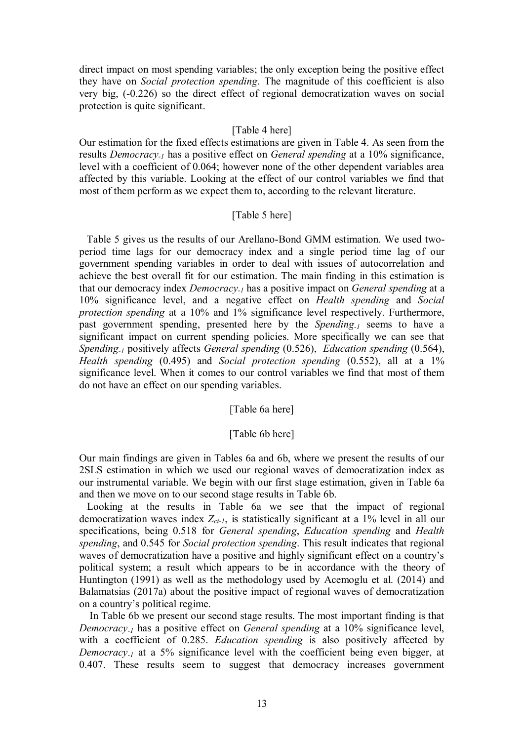direct impact on most spending variables; the only exception being the positive effect they have on *Social protection spending*. The magnitude of this coefficient is also very big, (-0.226) so the direct effect of regional democratization waves on social protection is quite significant.

[Table 4 here]

Our estimation for the fixed effects estimations are given in Table 4. As seen from the results $Democracy_{-1}$ has a positive effect on *General spending* at a 10% significance, level with a coefficient of 0.064; however none of the other dependent variables area affected by this variable. Looking at the effect of our control variables we find that most of them perform as we expect them to, according to the relevant literature.

[Table 5 here]

Table 5 gives us the results of our Arellano-Bond GMM estimation. We used two-period time lags for our democracy index and a single period time lag of our government spending variables in order to deal with issues of autocorrelation and achieve the best overall fit for our estimation. The main finding in this estimation is that our democracy index $Democracy_{-1}$ has a positive impact on *General spending* at a 10% significance level, and a negative effect on *Health spending* and *Social protection spending* at a 10% and 1% significance level respectively. Furthermore, past government spending, presented here by the $Spending_{-1}$ seems to have a significant impact on current spending policies. More specifically we can see that $Spending_{-1}$ positively affects *General spending* (0.526), *Education spending* (0.564), *Health spending* (0.495) and *Social protection spending* (0.552), all at a 1% significance level. When it comes to our control variables we find that most of them do not have an effect on our spending variables.

[Table 6a here]

[Table 6b here]

Our main findings are given in Tables 6a and 6b, where we present the results of our 2SLS estimation in which we used our regional waves of democratization index as our instrumental variable. We begin with our first stage estimation, given in Table 6a and then we move on to our second stage results in Table 6b.

Looking at the results in Table 6a we see that the impact of regional democratization waves index $Z_{ct-1}$, is statistically significant at a 1% level in all our specifications, being 0.518 for *General spending*, *Education spending* and *Health spending*, and 0.545 for *Social protection spending*. This result indicates that regional waves of democratization have a positive and highly significant effect on a country's political system; a result which appears to be in accordance with the theory of Huntington (1991) as well as the methodology used by Acemoglu et al. (2014) and Balamatsias (2017a) about the positive impact of regional waves of democratization on a country's political regime.

In Table 6b we present our second stage results. The most important finding is that $Democracy_{-1}$ has a positive effect on *General spending* at a 10% significance level, with a coefficient of 0.285. *Education spending* is also positively affected by $Democracy_{-1}$ at a 5% significance level with the coefficient being even bigger, at 0.407. These results seem to suggest that democracy increases government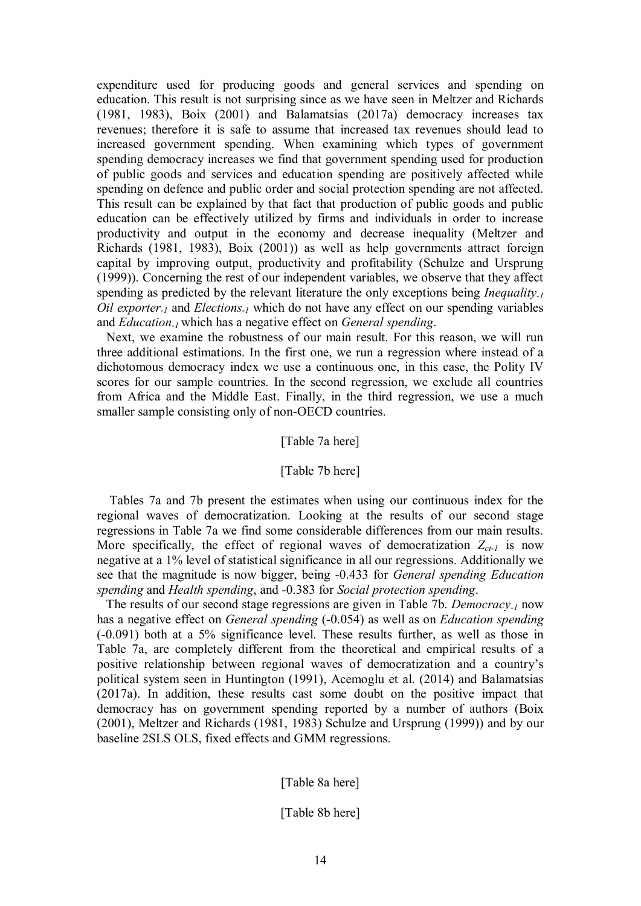expenditure used for producing goods and general services and spending on education. This result is not surprising since as we have seen in Meltzer and Richards (1981, 1983), Boix (2001) and Balamatsias (2017a) democracy increases tax revenues; therefore it is safe to assume that increased tax revenues should lead to increased government spending. When examining which types of government spending democracy increases we find that government spending used for production of public goods and services and education spending are positively affected while spending on defence and public order and social protection spending are not affected. This result can be explained by that fact that production of public goods and public education can be effectively utilized by firms and individuals in order to increase productivity and output in the economy and decrease inequality (Meltzer and Richards (1981, 1983), Boix (2001)) as well as help governments attract foreign capital by improving output, productivity and profitability (Schulze and Ursprung (1999)). Concerning the rest of our independent variables, we observe that they affect spending as predicted by the relevant literature the only exceptions being *Inequality*$_{-1}$ *Oil exporter*$_{-1}$ and *Elections*$_{-1}$ which do not have any effect on our spending variables and *Education*$_{-1}$ which has a negative effect on *General spending*.

Next, we examine the robustness of our main result. For this reason, we will run three additional estimations. In the first one, we run a regression where instead of a dichotomous democracy index we use a continuous one, in this case, the Polity IV scores for our sample countries. In the second regression, we exclude all countries from Africa and the Middle East. Finally, in the third regression, we use a much smaller sample consisting only of non-OECD countries.

[Table 7a here]

[Table 7b here]

Tables 7a and 7b present the estimates when using our continuous index for the regional waves of democratization. Looking at the results of our second stage regressions in Table 7a we find some considerable differences from our main results. More specifically, the effect of regional waves of democratization $Z_{ct-1}$ is now negative at a 1% level of statistical significance in all our regressions. Additionally we see that the magnitude is now bigger, being -0.433 for *General spending Education spending* and *Health spending*, and -0.383 for *Social protection spending*.

The results of our second stage regressions are given in Table 7b. *Democracy*$_{-1}$ now has a negative effect on *General spending* (-0.054) as well as on *Education spending* (-0.091) both at a 5% significance level. These results further, as well as those in Table 7a, are completely different from the theoretical and empirical results of a positive relationship between regional waves of democratization and a country's political system seen in Huntington (1991), Acemoglu et al. (2014) and Balamatsias (2017a). In addition, these results cast some doubt on the positive impact that democracy has on government spending reported by a number of authors (Boix (2001), Meltzer and Richards (1981, 1983) Schulze and Ursprung (1999)) and by our baseline 2SLS OLS, fixed effects and GMM regressions.

[Table 8a here]

[Table 8b here]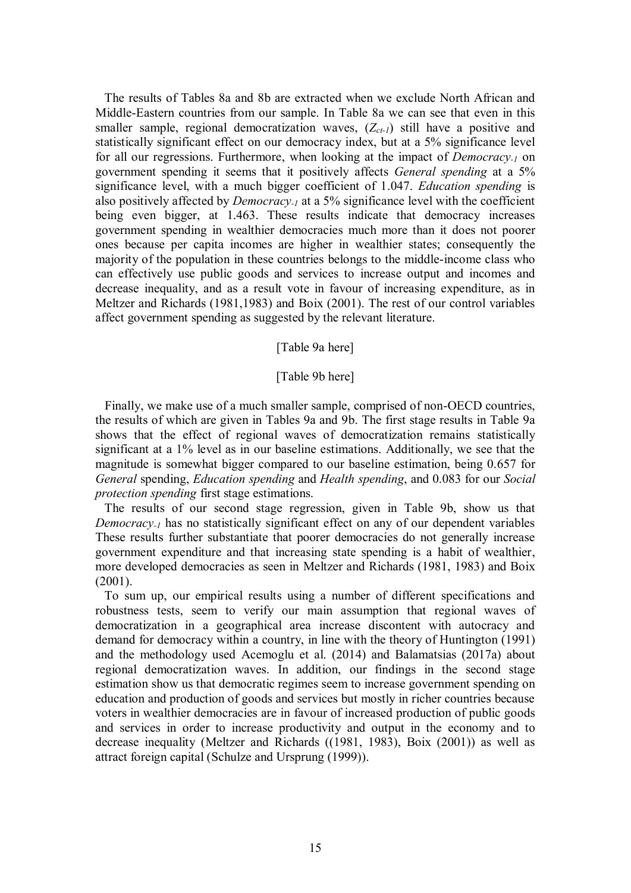The results of Tables 8a and 8b are extracted when we exclude North African and Middle-Eastern countries from our sample. In Table 8a we can see that even in this smaller sample, regional democratization waves, ($Z_{ct-1}$) still have a positive and statistically significant effect on our democracy index, but at a 5% significance level for all our regressions. Furthermore, when looking at the impact of *Democracy*$_{-1}$ on government spending it seems that it positively affects *General spending* at a 5% significance level, with a much bigger coefficient of 1.047. *Education spending* is also positively affected by *Democracy*$_{-1}$ at a 5% significance level with the coefficient being even bigger, at 1.463. These results indicate that democracy increases government spending in wealthier democracies much more than it does not poorer ones because per capita incomes are higher in wealthier states; consequently the majority of the population in these countries belongs to the middle-income class who can effectively use public goods and services to increase output and incomes and decrease inequality, and as a result vote in favour of increasing expenditure, as in Meltzer and Richards (1981,1983) and Boix (2001). The rest of our control variables affect government spending as suggested by the relevant literature.

[Table 9a here]

[Table 9b here]

Finally, we make use of a much smaller sample, comprised of non-OECD countries, the results of which are given in Tables 9a and 9b. The first stage results in Table 9a shows that the effect of regional waves of democratization remains statistically significant at a 1% level as in our baseline estimations. Additionally, we see that the magnitude is somewhat bigger compared to our baseline estimation, being 0.657 for *General* spending, *Education spending* and *Health spending*, and 0.083 for our *Social protection spending* first stage estimations.

The results of our second stage regression, given in Table 9b, show us that *Democracy*$_{-1}$ has no statistically significant effect on any of our dependent variables These results further substantiate that poorer democracies do not generally increase government expenditure and that increasing state spending is a habit of wealthier, more developed democracies as seen in Meltzer and Richards (1981, 1983) and Boix (2001).

To sum up, our empirical results using a number of different specifications and robustness tests, seem to verify our main assumption that regional waves of democratization in a geographical area increase discontent with autocracy and demand for democracy within a country, in line with the theory of Huntington (1991) and the methodology used Acemoglu et al. (2014) and Balamatsias (2017a) about regional democratization waves. In addition, our findings in the second stage estimation show us that democratic regimes seem to increase government spending on education and production of goods and services but mostly in richer countries because voters in wealthier democracies are in favour of increased production of public goods and services in order to increase productivity and output in the economy and to decrease inequality (Meltzer and Richards ((1981, 1983), Boix (2001)) as well as attract foreign capital (Schulze and Ursprung (1999)).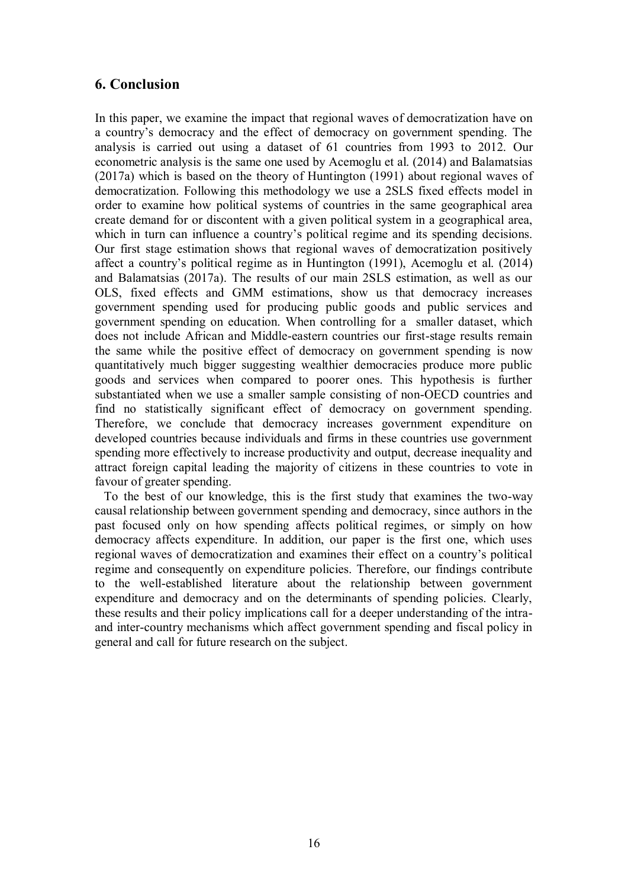## 6. Conclusion

In this paper, we examine the impact that regional waves of democratization have on a country's democracy and the effect of democracy on government spending. The analysis is carried out using a dataset of 61 countries from 1993 to 2012. Our econometric analysis is the same one used by Acemoglu et al. (2014) and Balamatsias (2017a) which is based on the theory of Huntington (1991) about regional waves of democratization. Following this methodology we use a 2SLS fixed effects model in order to examine how political systems of countries in the same geographical area create demand for or discontent with a given political system in a geographical area, which in turn can influence a country's political regime and its spending decisions. Our first stage estimation shows that regional waves of democratization positively affect a country's political regime as in Huntington (1991), Acemoglu et al. (2014) and Balamatsias (2017a). The results of our main 2SLS estimation, as well as our OLS, fixed effects and GMM estimations, show us that democracy increases government spending used for producing public goods and public services and government spending on education. When controlling for a smaller dataset, which does not include African and Middle-eastern countries our first-stage results remain the same while the positive effect of democracy on government spending is now quantitatively much bigger suggesting wealthier democracies produce more public goods and services when compared to poorer ones. This hypothesis is further substantiated when we use a smaller sample consisting of non-OECD countries and find no statistically significant effect of democracy on government spending. Therefore, we conclude that democracy increases government expenditure on developed countries because individuals and firms in these countries use government spending more effectively to increase productivity and output, decrease inequality and attract foreign capital leading the majority of citizens in these countries to vote in favour of greater spending.

To the best of our knowledge, this is the first study that examines the two-way causal relationship between government spending and democracy, since authors in the past focused only on how spending affects political regimes, or simply on how democracy affects expenditure. In addition, our paper is the first one, which uses regional waves of democratization and examines their effect on a country's political regime and consequently on expenditure policies. Therefore, our findings contribute to the well-established literature about the relationship between government expenditure and democracy and on the determinants of spending policies. Clearly, these results and their policy implications call for a deeper understanding of the intra- and inter-country mechanisms which affect government spending and fiscal policy in general and call for future research on the subject.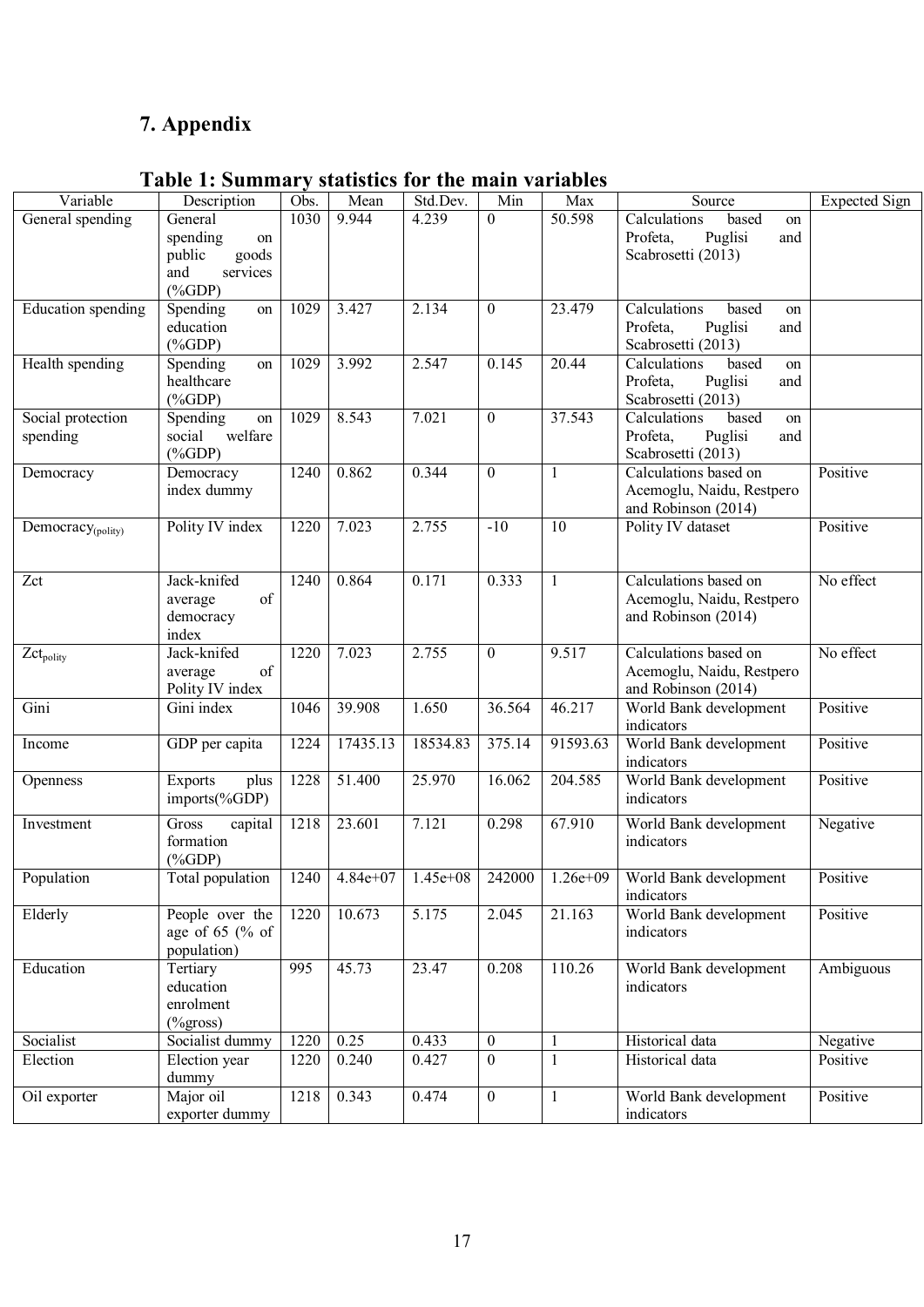## 7. Appendix

**Table 1: Summary statistics for the main variables**

| Variable | Description | Obs. | Mean | Std.Dev. | Min | Max | Source | Expected Sign |
|---|---|---|---|---|---|---|---|---|
| General spending | General spending on public goods and services (%GDP) | 1030 | 9.944 | 4.239 | 0 | 50.598 | Calculations based on Profeta, Puglisi and Scabrosetti (2013) | |
| Education spending | Spending on education (%GDP) | 1029 | 3.427 | 2.134 | 0 | 23.479 | Calculations based on Profeta, Puglisi and Scabrosetti (2013) | |
| Health spending | Spending on healthcare (%GDP) | 1029 | 3.992 | 2.547 | 0.145 | 20.44 | Calculations based on Profeta, Puglisi and Scabrosetti (2013) | |
| Social protection spending | Spending on social welfare (%GDP) | 1029 | 8.543 | 7.021 | 0 | 37.543 | Calculations based on Profeta, Puglisi and Scabrosetti (2013) | |
| Democracy | Democracy index dummy | 1240 | 0.862 | 0.344 | 0 | 1 | Calculations based on Acemoglu, Naidu, Restpero and Robinson (2014) | Positive |
| $Democracy_{(polity)}$ | Polity IV index | 1220 | 7.023 | 2.755 | -10 | 10 | Polity IV dataset | Positive |
| Zct | Jack-knifed average of democracy index | 1240 | 0.864 | 0.171 | 0.333 | 1 | Calculations based on Acemoglu, Naidu, Restpero and Robinson (2014) | No effect |
| $Zct_{polity}$ | Jack-knifed average of Polity IV index | 1220 | 7.023 | 2.755 | 0 | 9.517 | Calculations based on Acemoglu, Naidu, Restpero and Robinson (2014) | No effect |
| Gini | Gini index | 1046 | 39.908 | 1.650 | 36.564 | 46.217 | World Bank development indicators | Positive |
| Income | GDP per capita | 1224 | 17435.13 | 18534.83 | 375.14 | 91593.63 | World Bank development indicators | Positive |
| Openness | Exports plus imports(%GDP) | 1228 | 51.400 | 25.970 | 16.062 | 204.585 | World Bank development indicators | Positive |
| Investment | Gross capital formation (%GDP) | 1218 | 23.601 | 7.121 | 0.298 | 67.910 | World Bank development indicators | Negative |
| Population | Total population | 1240 | 4.84e+07 | 1.45e+08 | 242000 | 1.26e+09 | World Bank development indicators | Positive |
| Elderly | People over the age of 65 (% of population) | 1220 | 10.673 | 5.175 | 2.045 | 21.163 | World Bank development indicators | Positive |
| Education | Tertiary education enrolment (%gross) | 995 | 45.73 | 23.47 | 0.208 | 110.26 | World Bank development indicators | Ambiguous |
| Socialist | Socialist dummy | 1220 | 0.25 | 0.433 | 0 | 1 | Historical data | Negative |
| Election | Election year dummy | 1220 | 0.240 | 0.427 | 0 | 1 | Historical data | Positive |
| Oil exporter | Major oil exporter dummy | 1218 | 0.343 | 0.474 | 0 | 1 | World Bank development indicators | Positive |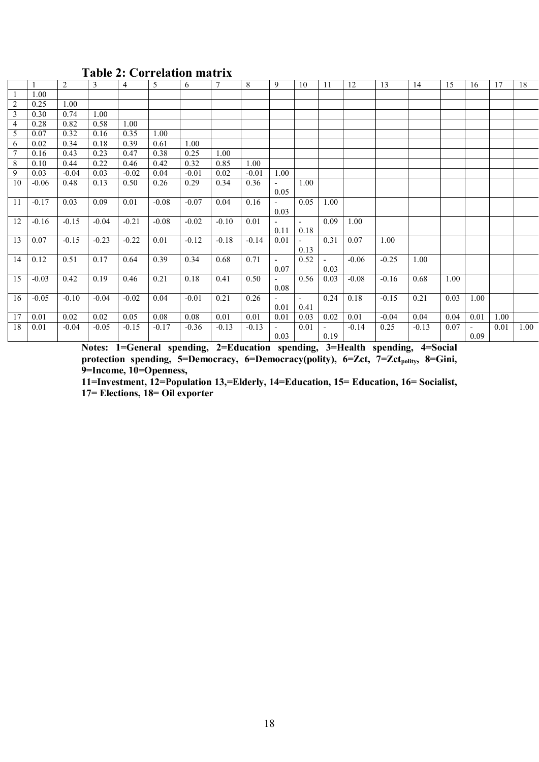### Table 2: Correlation matrix

| | 1 | 2 | 3 | 4 | 5 | 6 | 7 | 8 | 9 | 10 | 11 | 12 | 13 | 14 | 15 | 16 | 17 | 18 |
|---|---|---|---|---|---|---|---|---|---|---|---|---|---|---|---|---|---|---|
| 1 | 1.00 | | | | | | | | | | | | | | | | | |
| 2 | 0.25 | 1.00 | | | | | | | | | | | | | | | | |
| 3 | 0.30 | 0.74 | 1.00 | | | | | | | | | | | | | | | |
| 4 | 0.28 | 0.82 | 0.58 | 1.00 | | | | | | | | | | | | | | |
| 5 | 0.07 | 0.32 | 0.16 | 0.35 | 1.00 | | | | | | | | | | | | | |
| 6 | 0.02 | 0.34 | 0.18 | 0.39 | 0.61 | 1.00 | | | | | | | | | | | | |
| 7 | 0.16 | 0.43 | 0.23 | 0.47 | 0.38 | 0.25 | 1.00 | | | | | | | | | | | |
| 8 | 0.10 | 0.44 | 0.22 | 0.46 | 0.42 | 0.32 | 0.85 | 1.00 | | | | | | | | | | |
| 9 | 0.03 | -0.04 | 0.03 | -0.02 | 0.04 | -0.01 | 0.02 | -0.01 | 1.00 | | | | | | | | | |
| 10 | -0.06 | 0.48 | 0.13 | 0.50 | 0.26 | 0.29 | 0.34 | 0.36 | -0.05 | 1.00 | | | | | | | | |
| 11 | -0.17 | 0.03 | 0.09 | 0.01 | -0.08 | -0.07 | 0.04 | 0.16 | -0.03 | 0.05 | 1.00 | | | | | | | |
| 12 | -0.16 | -0.15 | -0.04 | -0.21 | -0.08 | -0.02 | -0.10 | 0.01 | -0.11 | -0.18 | 0.09 | 1.00 | | | | | | |
| 13 | 0.07 | -0.15 | -0.23 | -0.22 | 0.01 | -0.12 | -0.18 | -0.14 | 0.01 | -0.13 | 0.31 | 0.07 | 1.00 | | | | | |
| 14 | 0.12 | 0.51 | 0.17 | 0.64 | 0.39 | 0.34 | 0.68 | 0.71 | -0.07 | 0.52 | -0.03 | -0.06 | -0.25 | 1.00 | | | | |
| 15 | -0.03 | 0.42 | 0.19 | 0.46 | 0.21 | 0.18 | 0.41 | 0.50 | -0.08 | 0.56 | 0.03 | -0.08 | -0.16 | 0.68 | 1.00 | | | |
| 16 | -0.05 | -0.10 | -0.04 | -0.02 | 0.04 | -0.01 | 0.21 | 0.26 | -0.01 | -0.41 | 0.24 | 0.18 | -0.15 | 0.21 | 0.03 | 1.00 | | |
| 17 | 0.01 | 0.02 | 0.02 | 0.05 | 0.08 | 0.08 | 0.01 | 0.01 | 0.01 | 0.03 | 0.02 | 0.01 | -0.04 | 0.04 | 0.04 | 0.01 | 1.00 | |
| 18 | 0.01 | -0.04 | -0.05 | -0.15 | -0.17 | -0.36 | -0.13 | -0.13 | -0.03 | 0.01 | -0.19 | -0.14 | 0.25 | -0.13 | 0.07 | -0.09 | 0.01 | 1.00 |

**Notes: 1=General spending, 2=Education spending, 3=Health spending, 4=Social protection spending, 5=Democracy, 6=Democracy(polity), 6=Zct, 7=$Zct_{polity}$, 8=Gini, 9=Income, 10=Openness,**

**11=Investment, 12=Population 13,=Elderly, 14=Education, 15= Education, 16= Socialist, 17= Elections, 18= Oil exporter**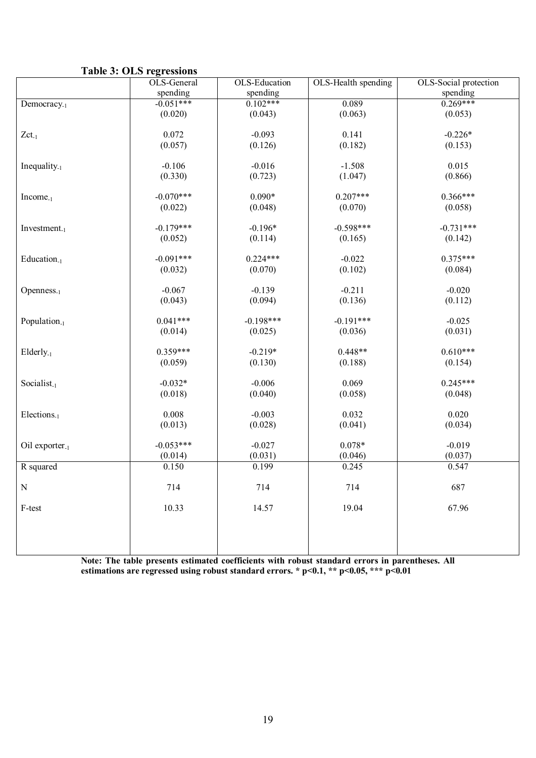**Table 3: OLS regressions**

| | OLS-General spending | OLS-Education spending | OLS-Health spending | OLS-Social protection spending |
|---|---|---|---|---|
| $Democracy_{-1}$ | -0.051*** | 0.102*** | 0.089 | 0.269*** |
| | (0.020) | (0.043) | (0.063) | (0.053) |
| $Zct_{-1}$ | 0.072 | -0.093 | 0.141 | -0.226* |
| | (0.057) | (0.126) | (0.182) | (0.153) |
| $Inequality_{-1}$ | -0.106 | -0.016 | -1.508 | 0.015 |
| | (0.330) | (0.723) | (1.047) | (0.866) |
| $Income_{-1}$ | -0.070*** | 0.090* | 0.207*** | 0.366*** |
| | (0.022) | (0.048) | (0.070) | (0.058) |
| $Investment_{-1}$ | -0.179*** | -0.196* | -0.598*** | -0.731*** |
| | (0.052) | (0.114) | (0.165) | (0.142) |
| $Education_{-1}$ | -0.091*** | 0.224*** | -0.022 | 0.375*** |
| | (0.032) | (0.070) | (0.102) | (0.084) |
| $Openness_{-1}$ | -0.067 | -0.139 | -0.211 | -0.020 |
| | (0.043) | (0.094) | (0.136) | (0.112) |
| $Population_{-1}$ | 0.041*** | -0.198*** | -0.191*** | -0.025 |
| | (0.014) | (0.025) | (0.036) | (0.031) |
| $Elderly_{-1}$ | 0.359*** | -0.219* | 0.448** | 0.610*** |
| | (0.059) | (0.130) | (0.188) | (0.154) |
| $Socialist_{-1}$ | -0.032* | -0.006 | 0.069 | 0.245*** |
| | (0.018) | (0.040) | (0.058) | (0.048) |
| $Elections_{-1}$ | 0.008 | -0.003 | 0.032 | 0.020 |
| | (0.013) | (0.028) | (0.041) | (0.034) |
| Oil $exporter_{-1}$ | -0.053*** | -0.027 | 0.078* | -0.019 |
| | (0.014) | (0.031) | (0.046) | (0.037) |
| R squared | 0.150 | 0.199 | 0.245 | 0.547 |
| N | 714 | 714 | 714 | 687 |
| F-test | 10.33 | 14.57 | 19.04 | 67.96 |

**Note: The table presents estimated coefficients with robust standard errors in parentheses. All estimations are regressed using robust standard errors. * p<0.1, ** p<0.05, *** p<0.01**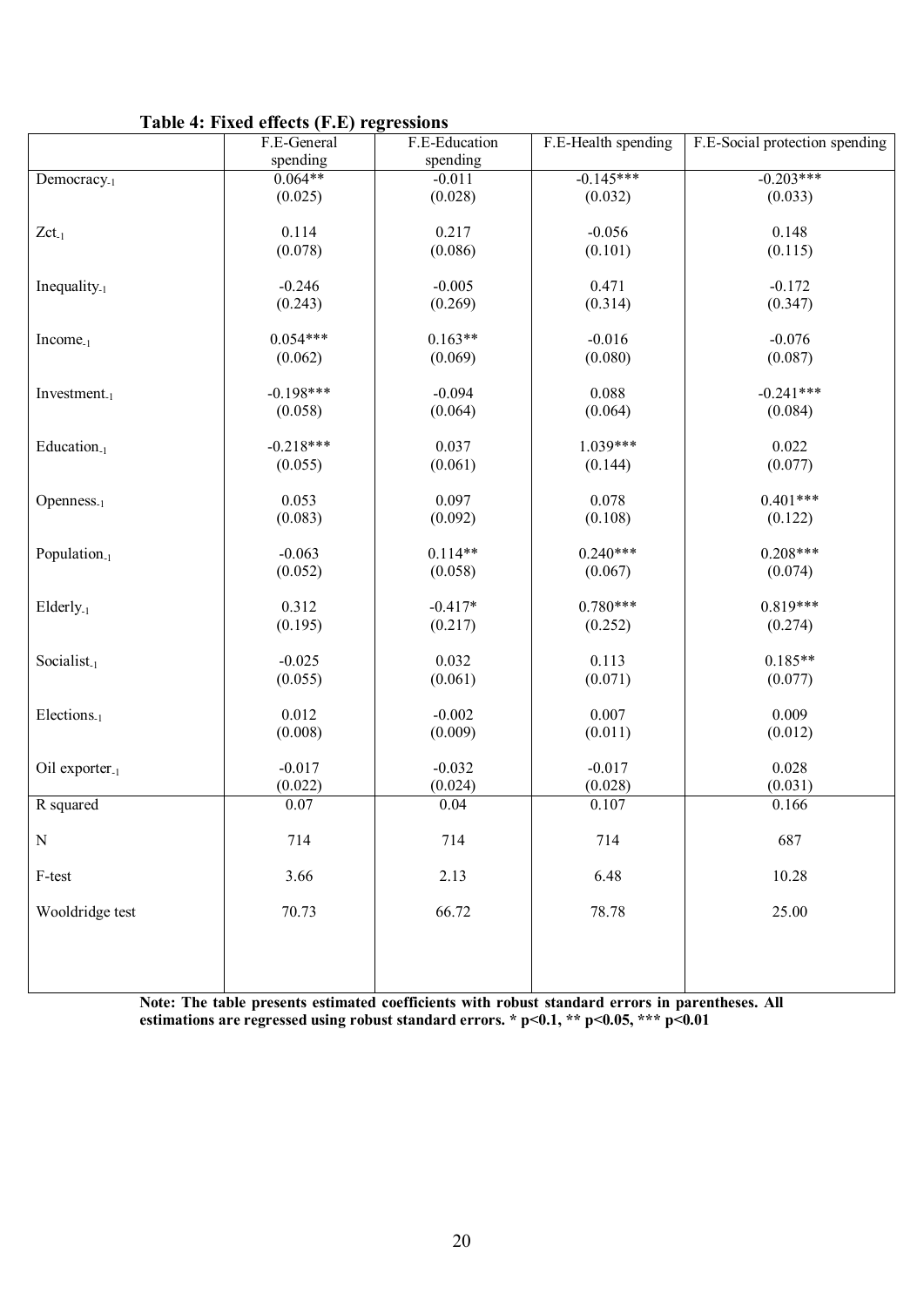**Table 4: Fixed effects (F.E) regressions**

| | F.E-General spending | F.E-Education spending | F.E-Health spending | F.E-Social protection spending |
|---|---|---|---|---|
| $Democracy_{-1}$ | 0.064** | -0.011 | -0.145*** | -0.203*** |
| | (0.025) | (0.028) | (0.032) | (0.033) |
| $Zct_{-1}$ | 0.114 | 0.217 | -0.056 | 0.148 |
| | (0.078) | (0.086) | (0.101) | (0.115) |
| $Inequality_{-1}$ | -0.246 | -0.005 | 0.471 | -0.172 |
| | (0.243) | (0.269) | (0.314) | (0.347) |
| $Income_{-1}$ | 0.054*** | 0.163** | -0.016 | -0.076 |
| | (0.062) | (0.069) | (0.080) | (0.087) |
| $Investment_{-1}$ | -0.198*** | -0.094 | 0.088 | -0.241*** |
| | (0.058) | (0.064) | (0.064) | (0.084) |
| $Education_{-1}$ | -0.218*** | 0.037 | 1.039*** | 0.022 |
| | (0.055) | (0.061) | (0.144) | (0.077) |
| $Openness_{-1}$ | 0.053 | 0.097 | 0.078 | 0.401*** |
| | (0.083) | (0.092) | (0.108) | (0.122) |
| $Population_{-1}$ | -0.063 | 0.114** | 0.240*** | 0.208*** |
| | (0.052) | (0.058) | (0.067) | (0.074) |
| $Elderly_{-1}$ | 0.312 | -0.417* | 0.780*** | 0.819*** |
| | (0.195) | (0.217) | (0.252) | (0.274) |
| $Socialist_{-1}$ | -0.025 | 0.032 | 0.113 | 0.185** |
| | (0.055) | (0.061) | (0.071) | (0.077) |
| $Elections_{-1}$ | 0.012 | -0.002 | 0.007 | 0.009 |
| | (0.008) | (0.009) | (0.011) | (0.012) |
| Oil $exporter_{-1}$ | -0.017 | -0.032 | -0.017 | 0.028 |
| | (0.022) | (0.024) | (0.028) | (0.031) |
| R squared | 0.07 | 0.04 | 0.107 | 0.166 |
| N | 714 | 714 | 714 | 687 |
| F-test | 3.66 | 2.13 | 6.48 | 10.28 |
| Wooldridge test | 70.73 | 66.72 | 78.78 | 25.00 |

**Note: The table presents estimated coefficients with robust standard errors in parentheses. All estimations are regressed using robust standard errors. * p<0.1, ** p<0.05, *** p<0.01**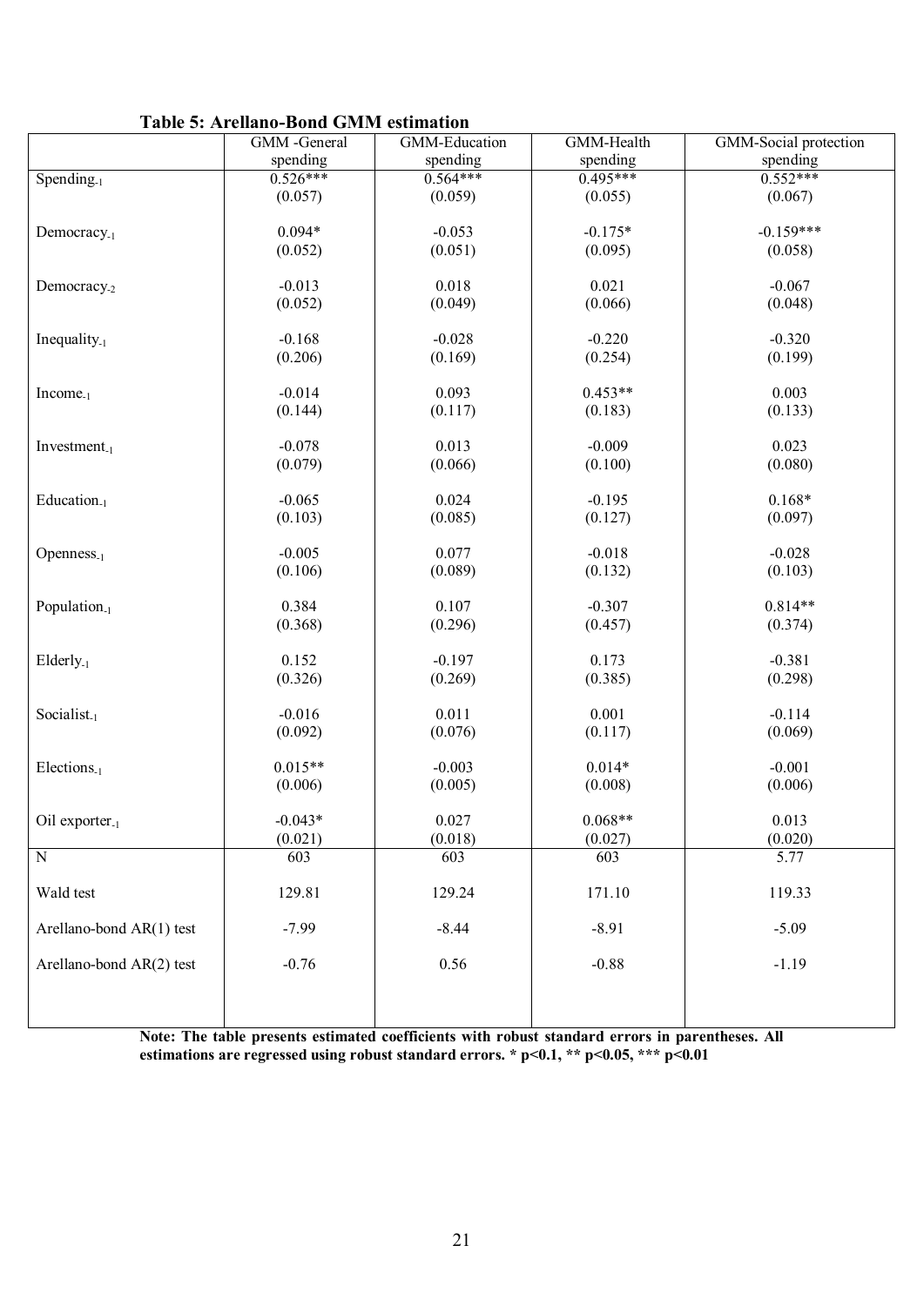**Table 5: Arellano-Bond GMM estimation**

| | GMM -General spending | GMM-Education spending | GMM-Health spending | GMM-Social protection spending |
|---|---|---|---|---|
| $Spending_{-1}$ | 0.526*** | 0.564*** | 0.495*** | 0.552*** |
| | (0.057) | (0.059) | (0.055) | (0.067) |
| $Democracy_{-1}$ | 0.094* | -0.053 | -0.175* | -0.159*** |
| | (0.052) | (0.051) | (0.095) | (0.058) |
| $Democracy_{-2}$ | -0.013 | 0.018 | 0.021 | -0.067 |
| | (0.052) | (0.049) | (0.066) | (0.048) |
| $Inequality_{-1}$ | -0.168 | -0.028 | -0.220 | -0.320 |
| | (0.206) | (0.169) | (0.254) | (0.199) |
| $Income_{-1}$ | -0.014 | 0.093 | 0.453** | 0.003 |
| | (0.144) | (0.117) | (0.183) | (0.133) |
| $Investment_{-1}$ | -0.078 | 0.013 | -0.009 | 0.023 |
| | (0.079) | (0.066) | (0.100) | (0.080) |
| $Education_{-1}$ | -0.065 | 0.024 | -0.195 | 0.168* |
| | (0.103) | (0.085) | (0.127) | (0.097) |
| $Openness_{-1}$ | -0.005 | 0.077 | -0.018 | -0.028 |
| | (0.106) | (0.089) | (0.132) | (0.103) |
| $Population_{-1}$ | 0.384 | 0.107 | -0.307 | 0.814** |
| | (0.368) | (0.296) | (0.457) | (0.374) |
| $Elderly_{-1}$ | 0.152 | -0.197 | 0.173 | -0.381 |
| | (0.326) | (0.269) | (0.385) | (0.298) |
| $Socialist_{-1}$ | -0.016 | 0.011 | 0.001 | -0.114 |
| | (0.092) | (0.076) | (0.117) | (0.069) |
| $Elections_{-1}$ | 0.015** | -0.003 | 0.014* | -0.001 |
| | (0.006) | (0.005) | (0.008) | (0.006) |
| Oil $exporter_{-1}$ | -0.043* | 0.027 | 0.068** | 0.013 |
| | (0.021) | (0.018) | (0.027) | (0.020) |
| N | 603 | 603 | 603 | 5.77 |
| Wald test | 129.81 | 129.24 | 171.10 | 119.33 |
| Arellano-bond AR(1) test | -7.99 | -8.44 | -8.91 | -5.09 |
| Arellano-bond AR(2) test | -0.76 | 0.56 | -0.88 | -1.19 |

**Note: The table presents estimated coefficients with robust standard errors in parentheses. All estimations are regressed using robust standard errors. * p<0.1, ** p<0.05, *** p<0.01**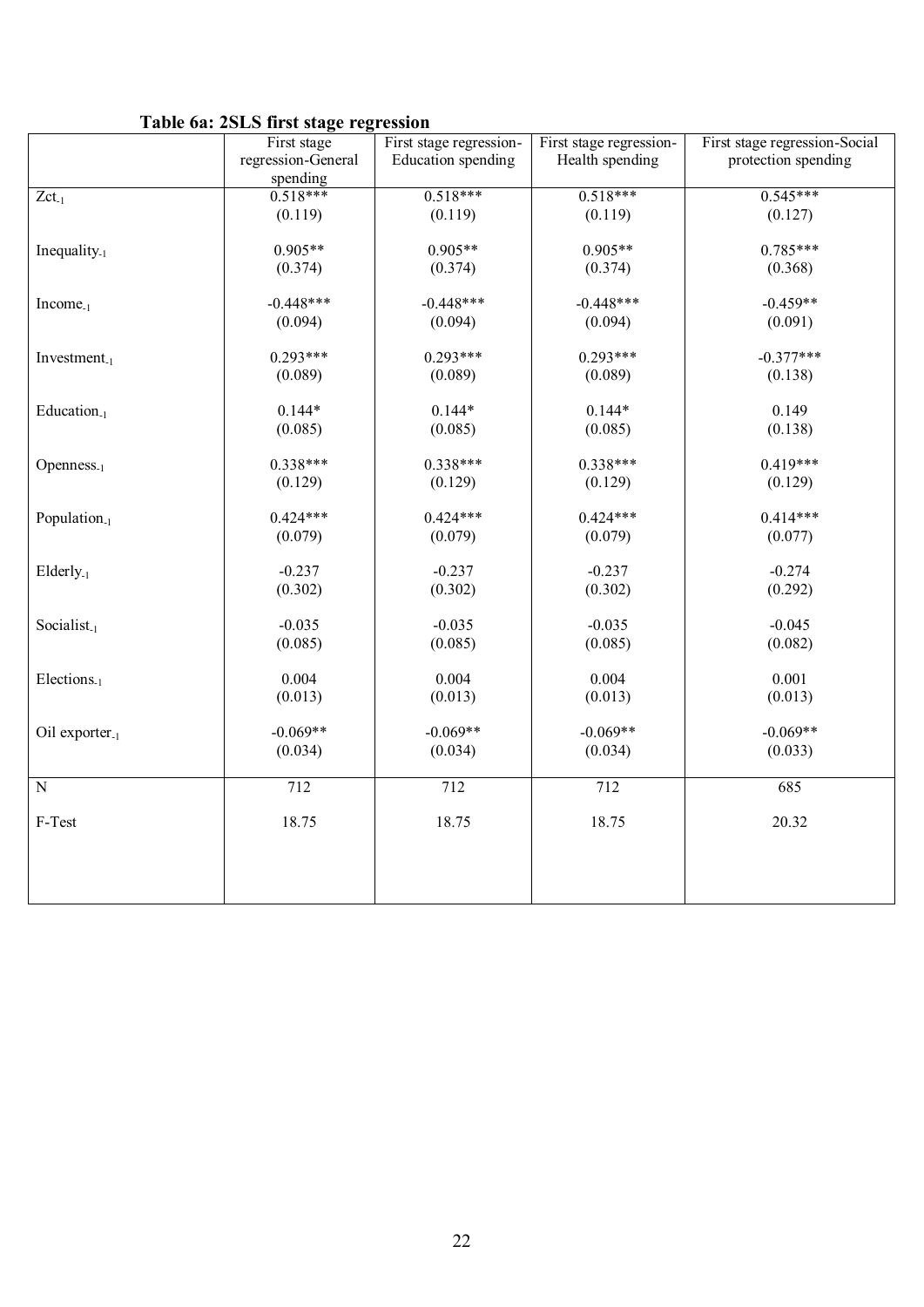**Table 6a: 2SLS first stage regression**

| | First stage regression-General spending | First stage regression-Education spending | First stage regression-Health spending | First stage regression-Social protection spending |
|---|---|---|---|---|
| $Zct_{-1}$ | 0.518*** | 0.518*** | 0.518*** | 0.545*** |
| | (0.119) | (0.119) | (0.119) | (0.127) |
| $Inequality_{-1}$ | 0.905** | 0.905** | 0.905** | 0.785*** |
| | (0.374) | (0.374) | (0.374) | (0.368) |
| $Income_{-1}$ | -0.448*** | -0.448*** | -0.448*** | -0.459** |
| | (0.094) | (0.094) | (0.094) | (0.091) |
| $Investment_{-1}$ | 0.293*** | 0.293*** | 0.293*** | -0.377*** |
| | (0.089) | (0.089) | (0.089) | (0.138) |
| $Education_{-1}$ | 0.144* | 0.144* | 0.144* | 0.149 |
| | (0.085) | (0.085) | (0.085) | (0.138) |
| $Openness_{-1}$ | 0.338*** | 0.338*** | 0.338*** | 0.419*** |
| | (0.129) | (0.129) | (0.129) | (0.129) |
| $Population_{-1}$ | 0.424*** | 0.424*** | 0.424*** | 0.414*** |
| | (0.079) | (0.079) | (0.079) | (0.077) |
| $Elderly_{-1}$ | -0.237 | -0.237 | -0.237 | -0.274 |
| | (0.302) | (0.302) | (0.302) | (0.292) |
| $Socialist_{-1}$ | -0.035 | -0.035 | -0.035 | -0.045 |
| | (0.085) | (0.085) | (0.085) | (0.082) |
| $Elections_{-1}$ | 0.004 | 0.004 | 0.004 | 0.001 |
| | (0.013) | (0.013) | (0.013) | (0.013) |
| Oil $exporter_{-1}$ | -0.069** | -0.069** | -0.069** | -0.069** |
| | (0.034) | (0.034) | (0.034) | (0.033) |
| N | 712 | 712 | 712 | 685 |
| F-Test | 18.75 | 18.75 | 18.75 | 20.32 |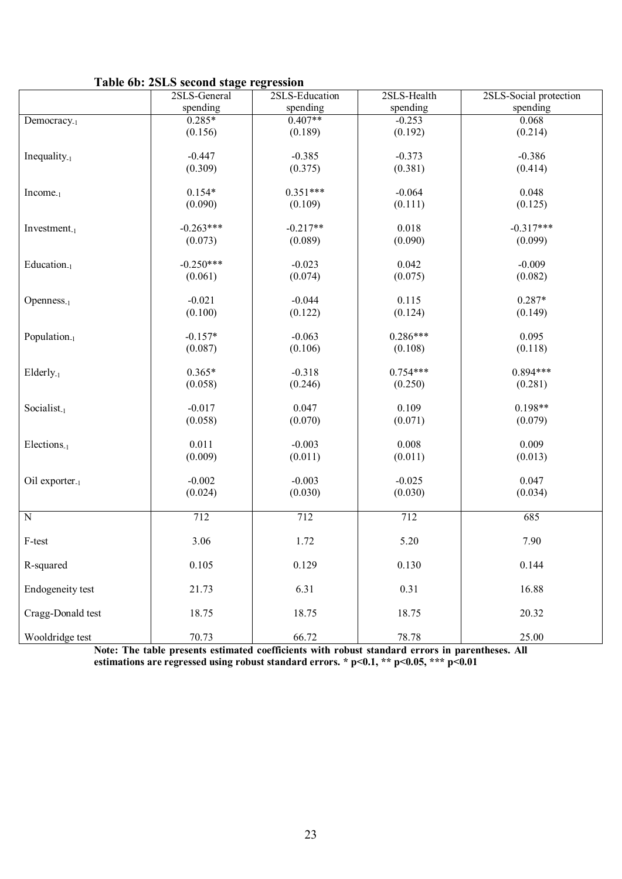**Table 6b: 2SLS second stage regression**

| | 2SLS-General spending | 2SLS-Education spending | 2SLS-Health spending | 2SLS-Social protection spending |
|---|---|---|---|---|
| $Democracy_{-1}$ | 0.285* | 0.407** | -0.253 | 0.068 |
| | (0.156) | (0.189) | (0.192) | (0.214) |
| $Inequality_{-1}$ | -0.447 | -0.385 | -0.373 | -0.386 |
| | (0.309) | (0.375) | (0.381) | (0.414) |
| $Income_{-1}$ | 0.154* | 0.351*** | -0.064 | 0.048 |
| | (0.090) | (0.109) | (0.111) | (0.125) |
| $Investment_{-1}$ | -0.263*** | -0.217** | 0.018 | -0.317*** |
| | (0.073) | (0.089) | (0.090) | (0.099) |
| $Education_{-1}$ | -0.250*** | -0.023 | 0.042 | -0.009 |
| | (0.061) | (0.074) | (0.075) | (0.082) |
| $Openness_{-1}$ | -0.021 | -0.044 | 0.115 | 0.287* |
| | (0.100) | (0.122) | (0.124) | (0.149) |
| $Population_{-1}$ | -0.157* | -0.063 | 0.286*** | 0.095 |
| | (0.087) | (0.106) | (0.108) | (0.118) |
| $Elderly_{-1}$ | 0.365* | -0.318 | 0.754*** | 0.894*** |
| | (0.058) | (0.246) | (0.250) | (0.281) |
| $Socialist_{-1}$ | -0.017 | 0.047 | 0.109 | 0.198** |
| | (0.058) | (0.070) | (0.071) | (0.079) |
| $Elections_{-1}$ | 0.011 | -0.003 | 0.008 | 0.009 |
| | (0.009) | (0.011) | (0.011) | (0.013) |
| Oil $exporter_{-1}$ | -0.002 | -0.003 | -0.025 | 0.047 |
| | (0.024) | (0.030) | (0.030) | (0.034) |
| N | 712 | 712 | 712 | 685 |
| F-test | 3.06 | 1.72 | 5.20 | 7.90 |
| R-squared | 0.105 | 0.129 | 0.130 | 0.144 |
| Endogeneity test | 21.73 | 6.31 | 0.31 | 16.88 |
| Cragg-Donald test | 18.75 | 18.75 | 18.75 | 20.32 |
| Wooldridge test | 70.73 | 66.72 | 78.78 | 25.00 |

**Note: The table presents estimated coefficients with robust standard errors in parentheses. All estimations are regressed using robust standard errors. * p<0.1, ** p<0.05, *** p<0.01**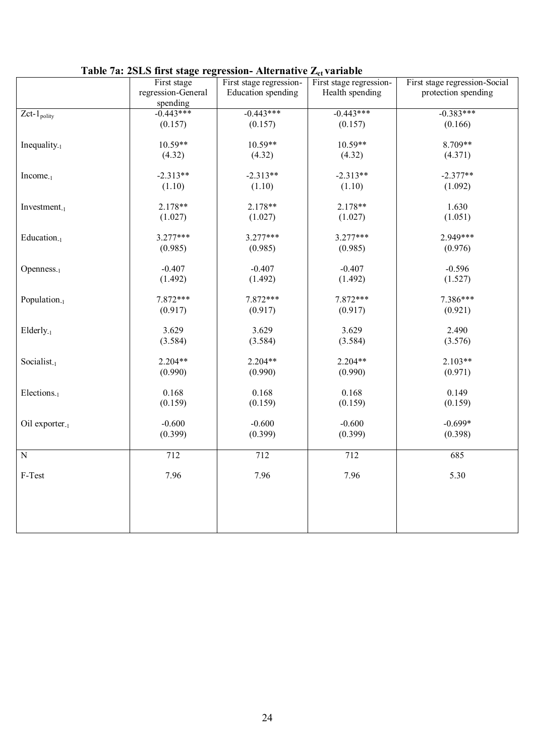**Table 7a: 2SLS first stage regression- Alternative $Z_{ct}$ variable**

| | First stage regression-General spending | First stage regression-Education spending | First stage regression-Health spending | First stage regression-Social protection spending |
|---|---|---|---|---|
| $Zct\text{-}1_{polity}$ | -0.443*** | -0.443*** | -0.443*** | -0.383*** |
| | (0.157) | (0.157) | (0.157) | (0.166) |
| $Inequality_{-1}$ | 10.59** | 10.59** | 10.59** | 8.709** |
| | (4.32) | (4.32) | (4.32) | (4.371) |
| $Income_{-1}$ | -2.313** | -2.313** | -2.313** | -2.377** |
| | (1.10) | (1.10) | (1.10) | (1.092) |
| $Investment_{-1}$ | 2.178** | 2.178** | 2.178** | 1.630 |
| | (1.027) | (1.027) | (1.027) | (1.051) |
| $Education_{-1}$ | 3.277*** | 3.277*** | 3.277*** | 2.949*** |
| | (0.985) | (0.985) | (0.985) | (0.976) |
| $Openness_{-1}$ | -0.407 | -0.407 | -0.407 | -0.596 |
| | (1.492) | (1.492) | (1.492) | (1.527) |
| $Population_{-1}$ | 7.872*** | 7.872*** | 7.872*** | 7.386*** |
| | (0.917) | (0.917) | (0.917) | (0.921) |
| $Elderly_{-1}$ | 3.629 | 3.629 | 3.629 | 2.490 |
| | (3.584) | (3.584) | (3.584) | (3.576) |
| $Socialist_{-1}$ | 2.204** | 2.204** | 2.204** | 2.103** |
| | (0.990) | (0.990) | (0.990) | (0.971) |
| $Elections_{-1}$ | 0.168 | 0.168 | 0.168 | 0.149 |
| | (0.159) | (0.159) | (0.159) | (0.159) |
| Oil $exporter_{-1}$ | -0.600 | -0.600 | -0.600 | -0.699* |
| | (0.399) | (0.399) | (0.399) | (0.398) |
| N | 712 | 712 | 712 | 685 |
| F-Test | 7.96 | 7.96 | 7.96 | 5.30 |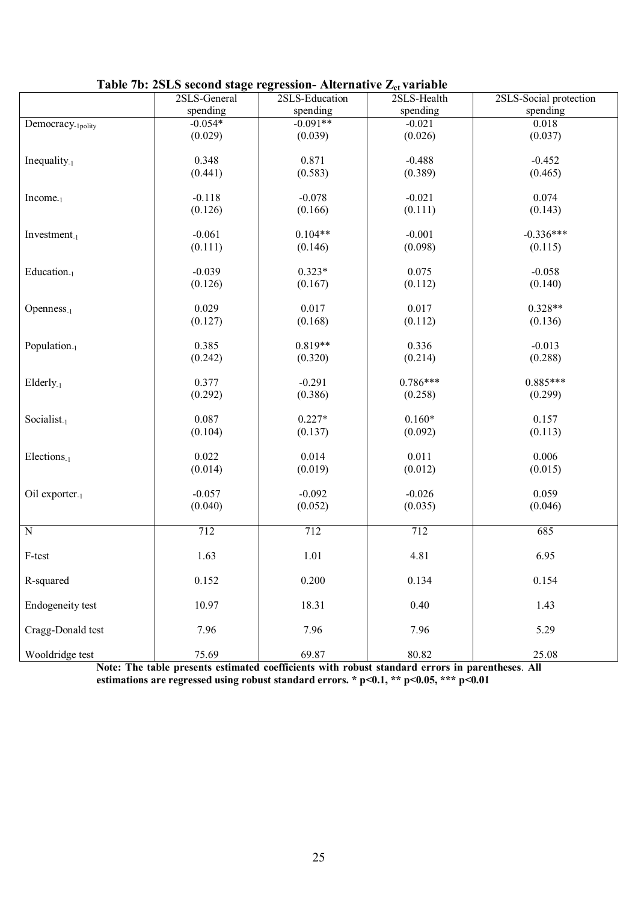**Table 7b: 2SLS second stage regression- Alternative $Z_{ct}$ variable**

| | 2SLS-General spending | 2SLS-Education spending | 2SLS-Health spending | 2SLS-Social protection spending |
|---|---|---|---|---|
| $Democracy_{-1polity}$ | -0.054* | -0.091** | -0.021 | 0.018 |
| | (0.029) | (0.039) | (0.026) | (0.037) |
| $Inequality_{-1}$ | 0.348 | 0.871 | -0.488 | -0.452 |
| | (0.441) | (0.583) | (0.389) | (0.465) |
| $Income_{-1}$ | -0.118 | -0.078 | -0.021 | 0.074 |
| | (0.126) | (0.166) | (0.111) | (0.143) |
| $Investment_{-1}$ | -0.061 | 0.104** | -0.001 | -0.336*** |
| | (0.111) | (0.146) | (0.098) | (0.115) |
| $Education_{-1}$ | -0.039 | 0.323* | 0.075 | -0.058 |
| | (0.126) | (0.167) | (0.112) | (0.140) |
| $Openness_{-1}$ | 0.029 | 0.017 | 0.017 | 0.328** |
| | (0.127) | (0.168) | (0.112) | (0.136) |
| $Population_{-1}$ | 0.385 | 0.819** | 0.336 | -0.013 |
| | (0.242) | (0.320) | (0.214) | (0.288) |
| $Elderly_{-1}$ | 0.377 | -0.291 | 0.786*** | 0.885*** |
| | (0.292) | (0.386) | (0.258) | (0.299) |
| $Socialist_{-1}$ | 0.087 | 0.227* | 0.160* | 0.157 |
| | (0.104) | (0.137) | (0.092) | (0.113) |
| $Elections_{-1}$ | 0.022 | 0.014 | 0.011 | 0.006 |
| | (0.014) | (0.019) | (0.012) | (0.015) |
| $Oil\ exporter_{-1}$ | -0.057 | -0.092 | -0.026 | 0.059 |
| | (0.040) | (0.052) | (0.035) | (0.046) |
| N | 712 | 712 | 712 | 685 |
| F-test | 1.63 | 1.01 | 4.81 | 6.95 |
| R-squared | 0.152 | 0.200 | 0.134 | 0.154 |
| Endogeneity test | 10.97 | 18.31 | 0.40 | 1.43 |
| Cragg-Donald test | 7.96 | 7.96 | 7.96 | 5.29 |
| Wooldridge test | 75.69 | 69.87 | 80.82 | 25.08 |

**Note: The table presents estimated coefficients with robust standard errors in parentheses. All estimations are regressed using robust standard errors. * p<0.1, ** p<0.05, *** p<0.01**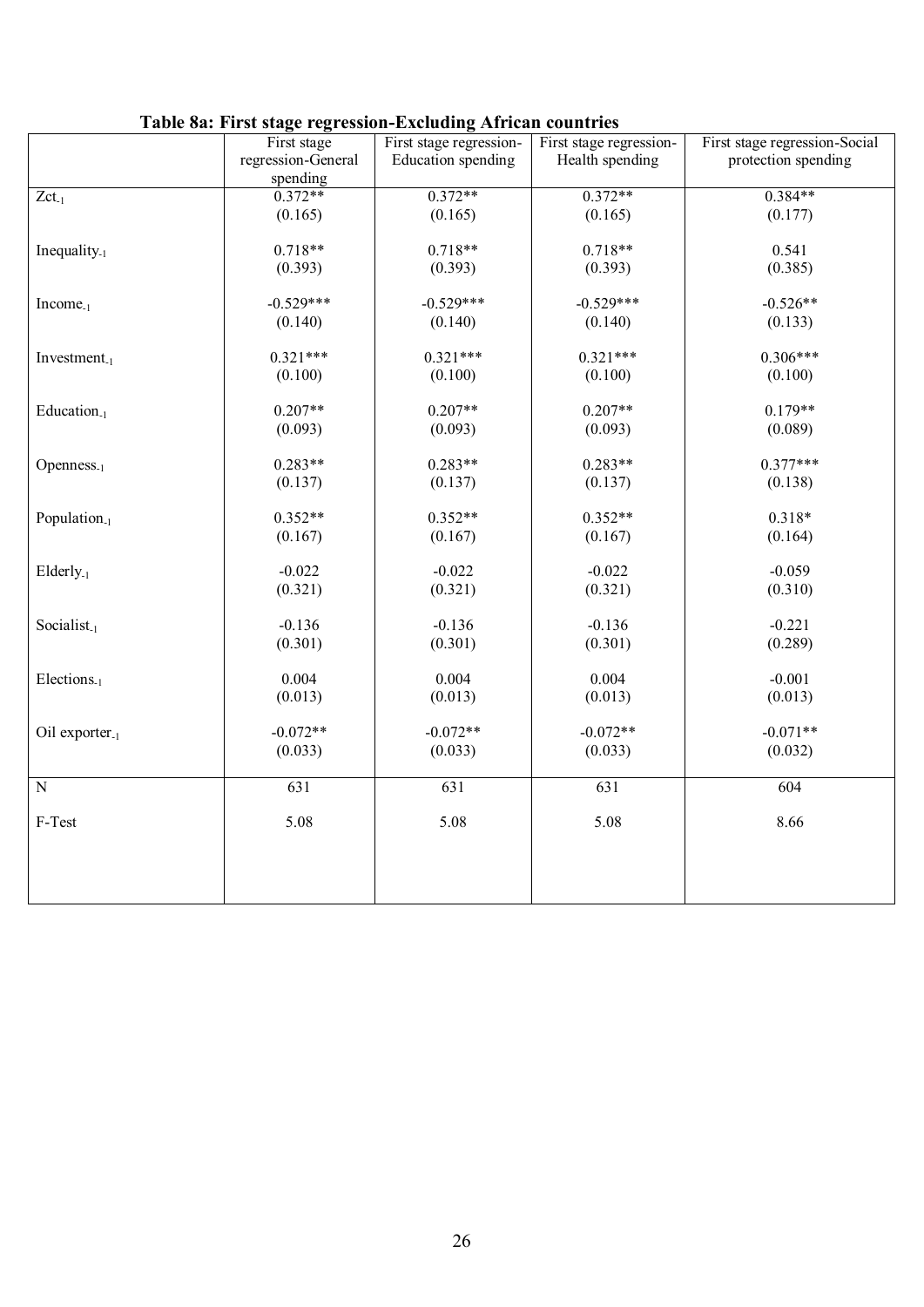**Table 8a: First stage regression-Excluding African countries**

| | First stage regression-General spending | First stage regression-Education spending | First stage regression-Health spending | First stage regression-Social protection spending |
|---|---|---|---|---|
| $Zct_{-1}$ | 0.372** | 0.372** | 0.372** | 0.384** |
| | (0.165) | (0.165) | (0.165) | (0.177) |
| $Inequality_{-1}$ | 0.718** | 0.718** | 0.718** | 0.541 |
| | (0.393) | (0.393) | (0.393) | (0.385) |
| $Income_{-1}$ | -0.529*** | -0.529*** | -0.529*** | -0.526** |
| | (0.140) | (0.140) | (0.140) | (0.133) |
| $Investment_{-1}$ | 0.321*** | 0.321*** | 0.321*** | 0.306*** |
| | (0.100) | (0.100) | (0.100) | (0.100) |
| $Education_{-1}$ | 0.207** | 0.207** | 0.207** | 0.179** |
| | (0.093) | (0.093) | (0.093) | (0.089) |
| $Openness_{-1}$ | 0.283** | 0.283** | 0.283** | 0.377*** |
| | (0.137) | (0.137) | (0.137) | (0.138) |
| $Population_{-1}$ | 0.352** | 0.352** | 0.352** | 0.318* |
| | (0.167) | (0.167) | (0.167) | (0.164) |
| $Elderly_{-1}$ | -0.022 | -0.022 | -0.022 | -0.059 |
| | (0.321) | (0.321) | (0.321) | (0.310) |
| $Socialist_{-1}$ | -0.136 | -0.136 | -0.136 | -0.221 |
| | (0.301) | (0.301) | (0.301) | (0.289) |
| $Elections_{-1}$ | 0.004 | 0.004 | 0.004 | -0.001 |
| | (0.013) | (0.013) | (0.013) | (0.013) |
| Oil $exporter_{-1}$ | -0.072** | -0.072** | -0.072** | -0.071** |
| | (0.033) | (0.033) | (0.033) | (0.032) |
| N | 631 | 631 | 631 | 604 |
| F-Test | 5.08 | 5.08 | 5.08 | 8.66 |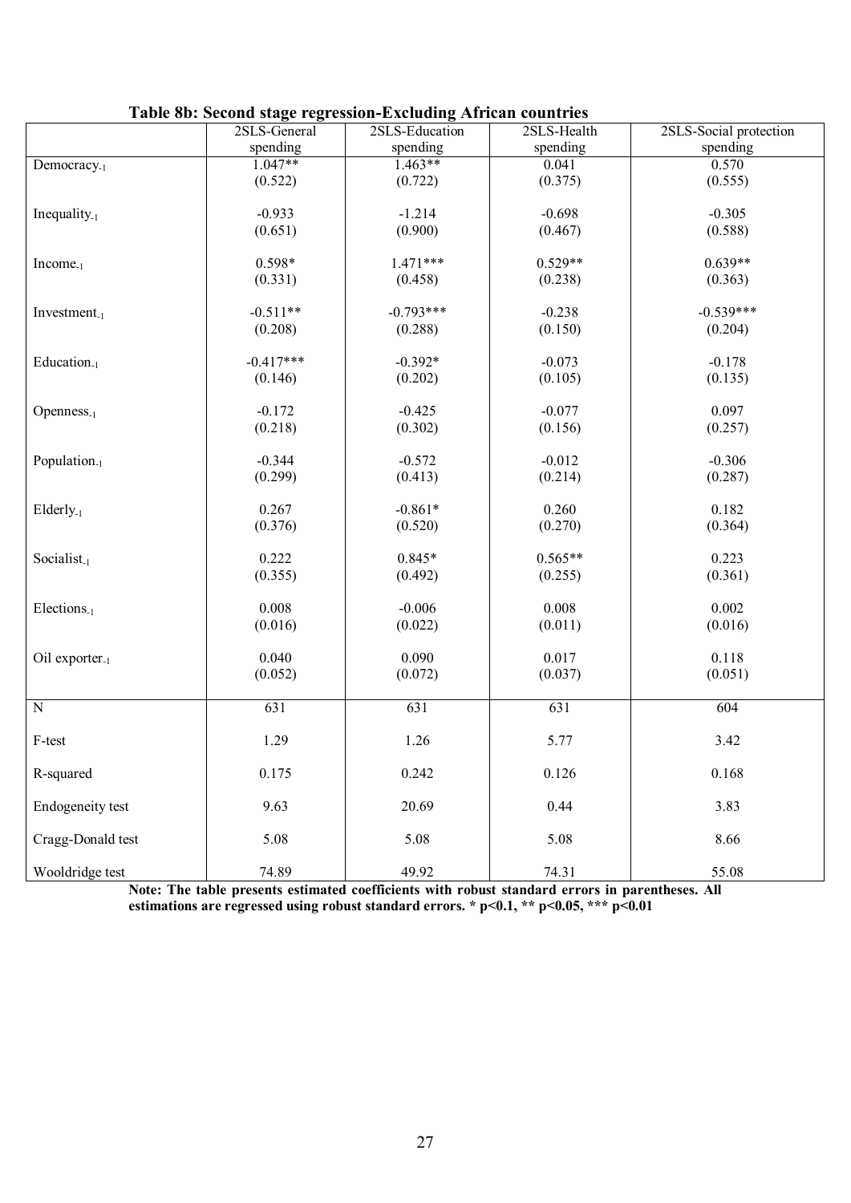**Table 8b: Second stage regression-Excluding African countries**

| | 2SLS-General spending | 2SLS-Education spending | 2SLS-Health spending | 2SLS-Social protection spending |
|---|---|---|---|---|
| $Democracy_{-1}$ | 1.047** | 1.463** | 0.041 | 0.570 |
| | (0.522) | (0.722) | (0.375) | (0.555) |
| $Inequality_{-1}$ | -0.933 | -1.214 | -0.698 | -0.305 |
| | (0.651) | (0.900) | (0.467) | (0.588) |
| $Income_{-1}$ | 0.598* | 1.471*** | 0.529** | 0.639** |
| | (0.331) | (0.458) | (0.238) | (0.363) |
| $Investment_{-1}$ | -0.511** | -0.793*** | -0.238 | -0.539*** |
| | (0.208) | (0.288) | (0.150) | (0.204) |
| $Education_{-1}$ | -0.417*** | -0.392* | -0.073 | -0.178 |
| | (0.146) | (0.202) | (0.105) | (0.135) |
| $Openness_{-1}$ | -0.172 | -0.425 | -0.077 | 0.097 |
| | (0.218) | (0.302) | (0.156) | (0.257) |
| $Population_{-1}$ | -0.344 | -0.572 | -0.012 | -0.306 |
| | (0.299) | (0.413) | (0.214) | (0.287) |
| $Elderly_{-1}$ | 0.267 | -0.861* | 0.260 | 0.182 |
| | (0.376) | (0.520) | (0.270) | (0.364) |
| $Socialist_{-1}$ | 0.222 | 0.845* | 0.565** | 0.223 |
| | (0.355) | (0.492) | (0.255) | (0.361) |
| $Elections_{-1}$ | 0.008 | -0.006 | 0.008 | 0.002 |
| | (0.016) | (0.022) | (0.011) | (0.016) |
| Oil $exporter_{-1}$ | 0.040 | 0.090 | 0.017 | 0.118 |
| | (0.052) | (0.072) | (0.037) | (0.051) |
| N | 631 | 631 | 631 | 604 |
| F-test | 1.29 | 1.26 | 5.77 | 3.42 |
| R-squared | 0.175 | 0.242 | 0.126 | 0.168 |
| Endogeneity test | 9.63 | 20.69 | 0.44 | 3.83 |
| Cragg-Donald test | 5.08 | 5.08 | 5.08 | 8.66 |
| Wooldridge test | 74.89 | 49.92 | 74.31 | 55.08 |

**Note: The table presents estimated coefficients with robust standard errors in parentheses. All estimations are regressed using robust standard errors. * p<0.1, ** p<0.05, *** p<0.01**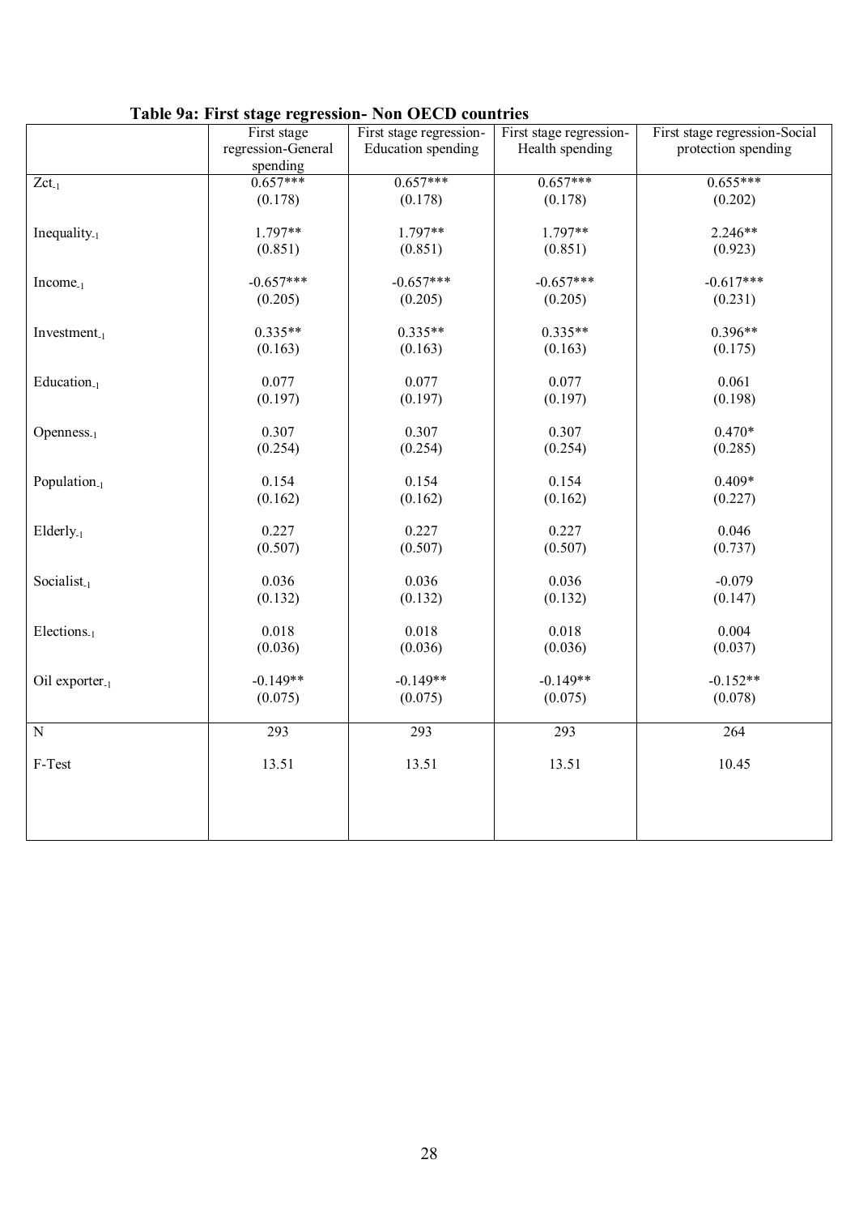**Table 9a: First stage regression- Non OECD countries**

| | First stage regression-General spending | First stage regression-Education spending | First stage regression-Health spending | First stage regression-Social protection spending |
|---|---|---|---|---|
| $Zct_{-1}$ | 0.657*** | 0.657*** | 0.657*** | 0.655*** |
| | (0.178) | (0.178) | (0.178) | (0.202) |
| $Inequality_{-1}$ | 1.797** | 1.797** | 1.797** | 2.246** |
| | (0.851) | (0.851) | (0.851) | (0.923) |
| $Income_{-1}$ | -0.657*** | -0.657*** | -0.657*** | -0.617*** |
| | (0.205) | (0.205) | (0.205) | (0.231) |
| $Investment_{-1}$ | 0.335** | 0.335** | 0.335** | 0.396** |
| | (0.163) | (0.163) | (0.163) | (0.175) |
| $Education_{-1}$ | 0.077 | 0.077 | 0.077 | 0.061 |
| | (0.197) | (0.197) | (0.197) | (0.198) |
| $Openness_{-1}$ | 0.307 | 0.307 | 0.307 | 0.470* |
| | (0.254) | (0.254) | (0.254) | (0.285) |
| $Population_{-1}$ | 0.154 | 0.154 | 0.154 | 0.409* |
| | (0.162) | (0.162) | (0.162) | (0.227) |
| $Elderly_{-1}$ | 0.227 | 0.227 | 0.227 | 0.046 |
| | (0.507) | (0.507) | (0.507) | (0.737) |
| $Socialist_{-1}$ | 0.036 | 0.036 | 0.036 | -0.079 |
| | (0.132) | (0.132) | (0.132) | (0.147) |
| $Elections_{-1}$ | 0.018 | 0.018 | 0.018 | 0.004 |
| | (0.036) | (0.036) | (0.036) | (0.037) |
| Oil $exporter_{-1}$ | -0.149** | -0.149** | -0.149** | -0.152** |
| | (0.075) | (0.075) | (0.075) | (0.078) |
| N | 293 | 293 | 293 | 264 |
| F-Test | 13.51 | 13.51 | 13.51 | 10.45 |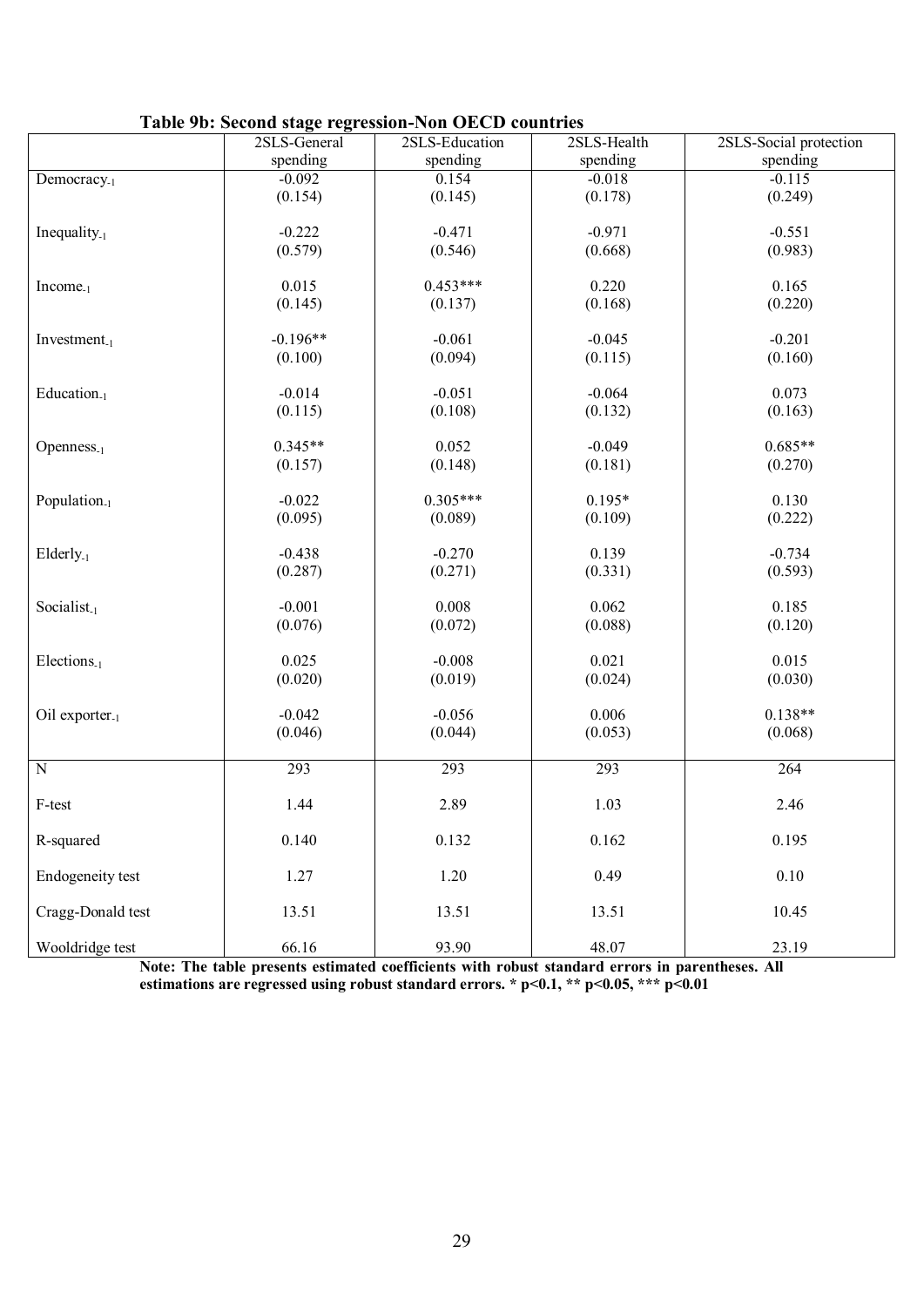**Table 9b: Second stage regression-Non OECD countries**

| | 2SLS-General spending | 2SLS-Education spending | 2SLS-Health spending | 2SLS-Social protection spending |
|---|---|---|---|---|
| $\text{Democracy}_{-1}$ | -0.092 | 0.154 | -0.018 | -0.115 |
| | (0.154) | (0.145) | (0.178) | (0.249) |
| $\text{Inequality}_{-1}$ | -0.222 | -0.471 | -0.971 | -0.551 |
| | (0.579) | (0.546) | (0.668) | (0.983) |
| $\text{Income}_{-1}$ | 0.015 | 0.453*** | 0.220 | 0.165 |
| | (0.145) | (0.137) | (0.168) | (0.220) |
| $\text{Investment}_{-1}$ | -0.196** | -0.061 | -0.045 | -0.201 |
| | (0.100) | (0.094) | (0.115) | (0.160) |
| $\text{Education}_{-1}$ | -0.014 | -0.051 | -0.064 | 0.073 |
| | (0.115) | (0.108) | (0.132) | (0.163) |
| $\text{Openness}_{-1}$ | 0.345** | 0.052 | -0.049 | 0.685** |
| | (0.157) | (0.148) | (0.181) | (0.270) |
| $\text{Population}_{-1}$ | -0.022 | 0.305*** | 0.195* | 0.130 |
| | (0.095) | (0.089) | (0.109) | (0.222) |
| $\text{Elderly}_{-1}$ | -0.438 | -0.270 | 0.139 | -0.734 |
| | (0.287) | (0.271) | (0.331) | (0.593) |
| $\text{Socialist}_{-1}$ | -0.001 | 0.008 | 0.062 | 0.185 |
| | (0.076) | (0.072) | (0.088) | (0.120) |
| $\text{Elections}_{-1}$ | 0.025 | -0.008 | 0.021 | 0.015 |
| | (0.020) | (0.019) | (0.024) | (0.030) |
| Oil $\text{exporter}_{-1}$ | -0.042 | -0.056 | 0.006 | 0.138** |
| | (0.046) | (0.044) | (0.053) | (0.068) |
| N | 293 | 293 | 293 | 264 |
| F-test | 1.44 | 2.89 | 1.03 | 2.46 |
| R-squared | 0.140 | 0.132 | 0.162 | 0.195 |
| Endogeneity test | 1.27 | 1.20 | 0.49 | 0.10 |
| Cragg-Donald test | 13.51 | 13.51 | 13.51 | 10.45 |
| Wooldridge test | 66.16 | 93.90 | 48.07 | 23.19 |

**Note: The table presents estimated coefficients with robust standard errors in parentheses. All estimations are regressed using robust standard errors. * p<0.1, ** p<0.05, *** p<0.01**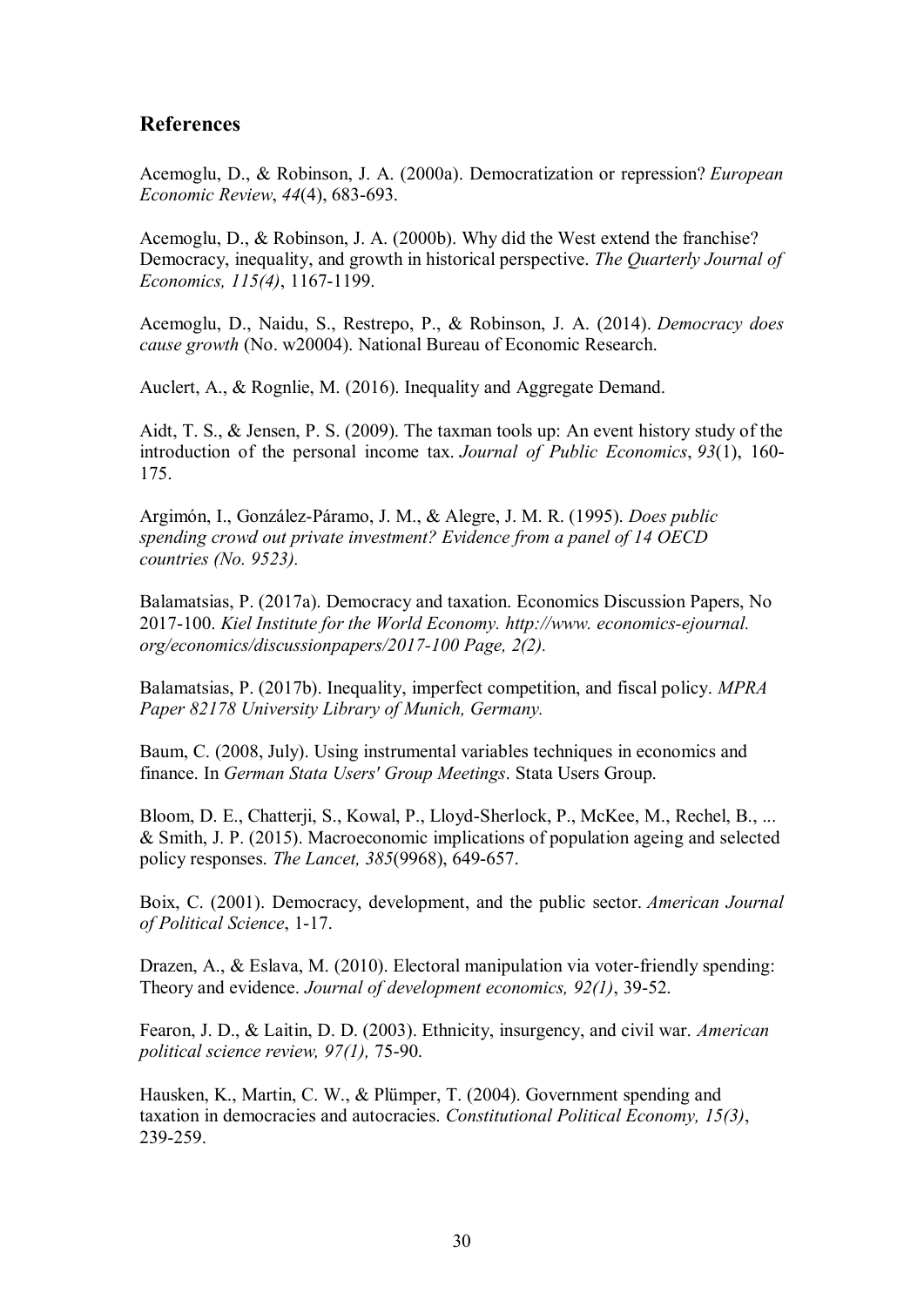## References

Acemoglu, D., & Robinson, J. A. (2000a). Democratization or repression? *European Economic Review*, *44*(4), 683-693.

Acemoglu, D., & Robinson, J. A. (2000b). Why did the West extend the franchise? Democracy, inequality, and growth in historical perspective. *The Quarterly Journal of Economics, 115(4)*, 1167-1199.

Acemoglu, D., Naidu, S., Restrepo, P., & Robinson, J. A. (2014). *Democracy does cause growth* (No. w20004). National Bureau of Economic Research.

Auclert, A., & Rognlie, M. (2016). Inequality and Aggregate Demand.

Aidt, T. S., & Jensen, P. S. (2009). The taxman tools up: An event history study of the introduction of the personal income tax. *Journal of Public Economics*, *93*(1), 160-175.

Argimón, I., González-Páramo, J. M., & Alegre, J. M. R. (1995). *Does public spending crowd out private investment? Evidence from a panel of 14 OECD countries (No. 9523).*

Balamatsias, P. (2017a). Democracy and taxation. Economics Discussion Papers, No 2017-100. *Kiel Institute for the World Economy. http://www. economics-ejournal. org/economics/discussionpapers/2017-100 Page, 2(2).*

Balamatsias, P. (2017b). Inequality, imperfect competition, and fiscal policy. *MPRA Paper 82178 University Library of Munich, Germany.*

Baum, C. (2008, July). Using instrumental variables techniques in economics and finance. In *German Stata Users' Group Meetings*. Stata Users Group.

Bloom, D. E., Chatterji, S., Kowal, P., Lloyd-Sherlock, P., McKee, M., Rechel, B., ... & Smith, J. P. (2015). Macroeconomic implications of population ageing and selected policy responses. *The Lancet, 385*(9968), 649-657.

Boix, C. (2001). Democracy, development, and the public sector. *American Journal of Political Science*, 1-17.

Drazen, A., & Eslava, M. (2010). Electoral manipulation via voter-friendly spending: Theory and evidence. *Journal of development economics, 92(1)*, 39-52.

Fearon, J. D., & Laitin, D. D. (2003). Ethnicity, insurgency, and civil war. *American political science review, 97(1),* 75-90.

Hausken, K., Martin, C. W., & Plümper, T. (2004). Government spending and taxation in democracies and autocracies. *Constitutional Political Economy, 15(3)*, 239-259.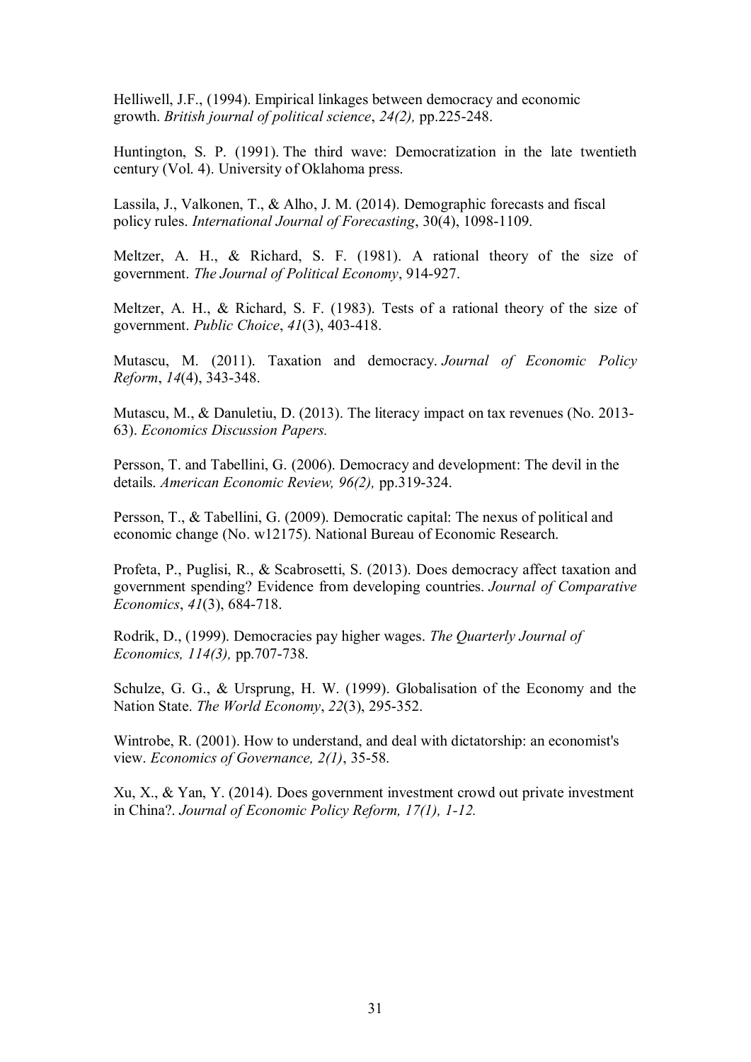Helliwell, J.F., (1994). Empirical linkages between democracy and economic growth. *British journal of political science*, *24(2),* pp.225-248.

Huntington, S. P. (1991). The third wave: Democratization in the late twentieth century (Vol. 4). University of Oklahoma press.

Lassila, J., Valkonen, T., & Alho, J. M. (2014). Demographic forecasts and fiscal policy rules. *International Journal of Forecasting*, 30(4), 1098-1109.

Meltzer, A. H., & Richard, S. F. (1981). A rational theory of the size of government. *The Journal of Political Economy*, 914-927.

Meltzer, A. H., & Richard, S. F. (1983). Tests of a rational theory of the size of government. *Public Choice*, *41*(3), 403-418.

Mutascu, M. (2011). Taxation and democracy. *Journal of Economic Policy Reform*, *14*(4), 343-348.

Mutascu, M., & Danuletiu, D. (2013). The literacy impact on tax revenues (No. 2013-63). *Economics Discussion Papers.*

Persson, T. and Tabellini, G. (2006). Democracy and development: The devil in the details. *American Economic Review, 96(2),* pp.319-324.

Persson, T., & Tabellini, G. (2009). Democratic capital: The nexus of political and economic change (No. w12175). National Bureau of Economic Research.

Profeta, P., Puglisi, R., & Scabrosetti, S. (2013). Does democracy affect taxation and government spending? Evidence from developing countries. *Journal of Comparative Economics*, *41*(3), 684-718.

Rodrik, D., (1999). Democracies pay higher wages. *The Quarterly Journal of Economics, 114(3),* pp.707-738.

Schulze, G. G., & Ursprung, H. W. (1999). Globalisation of the Economy and the Nation State. *The World Economy*, *22*(3), 295-352.

Wintrobe, R. (2001). How to understand, and deal with dictatorship: an economist's view. *Economics of Governance, 2(1)*, 35-58.

Xu, X., & Yan, Y. (2014). Does government investment crowd out private investment in China?. *Journal of Economic Policy Reform, 17(1), 1-12.*